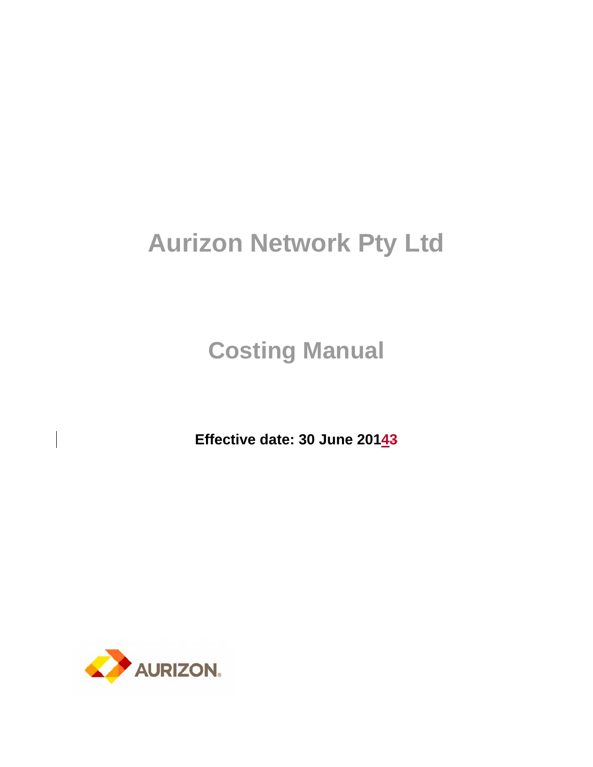# Aurizon Network Pty Ltd

## Costing Manual

**Effective date: 30 June 20143**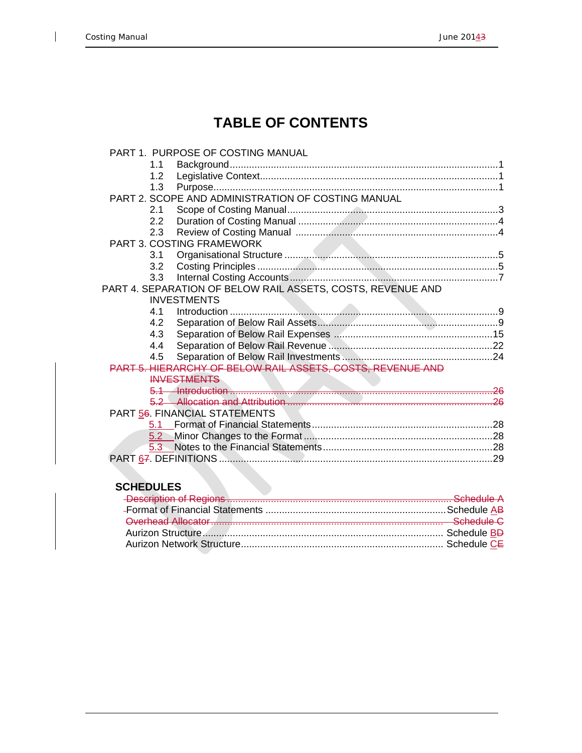# TABLE OF CONTENTS

PART 1. PURPOSE OF COSTING MANUAL

- 1.1 Background ..... 1
- 1.2 Legislative Context ..... 1
- 1.3 Purpose ..... 1

PART 2. SCOPE AND ADMINISTRATION OF COSTING MANUAL

- 2.1 Scope of Costing Manual ..... 3
- 2.2 Duration of Costing Manual ..... 4
- 2.3 Review of Costing Manual ..... 4

PART 3. COSTING FRAMEWORK

- 3.1 Organisational Structure ..... 5
- 3.2 Costing Principles ..... 5
- 3.3 Internal Costing Accounts ..... 7

PART 4. SEPARATION OF BELOW RAIL ASSETS, COSTS, REVENUE AND INVESTMENTS

- 4.1 Introduction ..... 9
- 4.2 Separation of Below Rail Assets ..... 9
- 4.3 Separation of Below Rail Expenses ..... 15
- 4.4 Separation of Below Rail Revenue ..... 22
- 4.5 Separation of Below Rail Investments ..... 24

~~PART 5. HIERARCHY OF BELOW RAIL ASSETS, COSTS, REVENUE AND INVESTMENTS~~

- ~~5.1 Introduction ..... 26~~
- ~~5.2 Allocation and Attribution ..... 26~~

PART 5~~6~~. FINANCIAL STATEMENTS

- 5.1 Format of Financial Statements ..... 28
- 5.2 Minor Changes to the Format ..... 28
- 5.3 Notes to the Financial Statements ..... 28

PART 6~~7~~. DEFINITIONS ..... 29

## SCHEDULES

| | |
|---|---|
| ~~Description of Regions~~ | ~~Schedule A~~ |
| Format of Financial Statements | Schedule A~~B~~ |
| ~~Overhead Allocator~~ | ~~Schedule C~~ |
| Aurizon Structure | Schedule B~~D~~ |
| Aurizon Network Structure | Schedule C~~E~~ |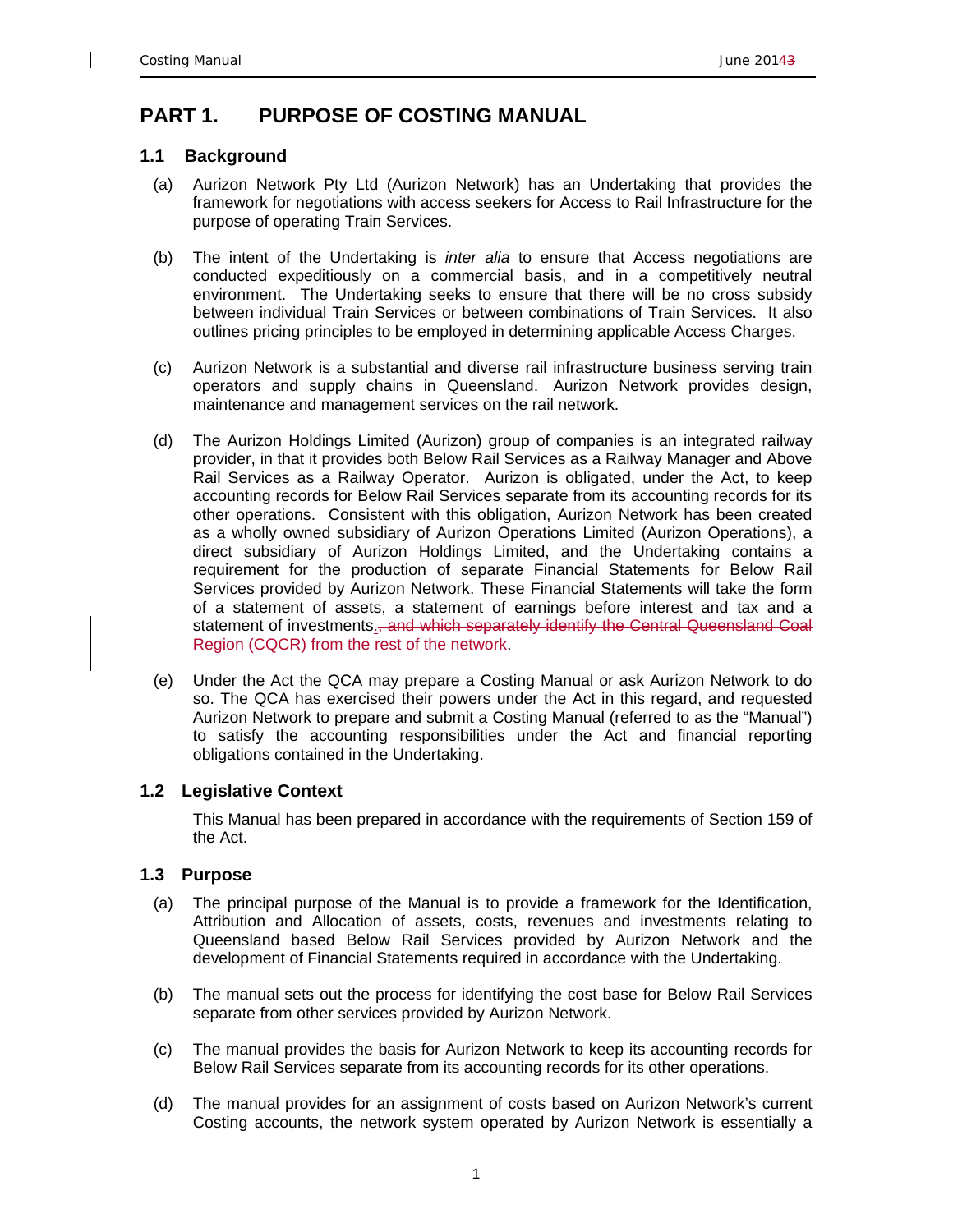# PART 1. PURPOSE OF COSTING MANUAL

## 1.1 Background

(a) Aurizon Network Pty Ltd (Aurizon Network) has an Undertaking that provides the framework for negotiations with access seekers for Access to Rail Infrastructure for the purpose of operating Train Services.

(b) The intent of the Undertaking is *inter alia* to ensure that Access negotiations are conducted expeditiously on a commercial basis, and in a competitively neutral environment. The Undertaking seeks to ensure that there will be no cross subsidy between individual Train Services or between combinations of Train Services. It also outlines pricing principles to be employed in determining applicable Access Charges.

(c) Aurizon Network is a substantial and diverse rail infrastructure business serving train operators and supply chains in Queensland. Aurizon Network provides design, maintenance and management services on the rail network.

(d) The Aurizon Holdings Limited (Aurizon) group of companies is an integrated railway provider, in that it provides both Below Rail Services as a Railway Manager and Above Rail Services as a Railway Operator. Aurizon is obligated, under the Act, to keep accounting records for Below Rail Services separate from its accounting records for its other operations. Consistent with this obligation, Aurizon Network has been created as a wholly owned subsidiary of Aurizon Operations Limited (Aurizon Operations), a direct subsidiary of Aurizon Holdings Limited, and the Undertaking contains a requirement for the production of separate Financial Statements for Below Rail Services provided by Aurizon Network. These Financial Statements will take the form of a statement of assets, a statement of earnings before interest and tax and a statement of investments.~~, and which separately identify the Central Queensland Coal Region (CQCR) from the rest of the network~~.

(e) Under the Act the QCA may prepare a Costing Manual or ask Aurizon Network to do so. The QCA has exercised their powers under the Act in this regard, and requested Aurizon Network to prepare and submit a Costing Manual (referred to as the "Manual") to satisfy the accounting responsibilities under the Act and financial reporting obligations contained in the Undertaking.

## 1.2 Legislative Context

This Manual has been prepared in accordance with the requirements of Section 159 of the Act.

## 1.3 Purpose

(a) The principal purpose of the Manual is to provide a framework for the Identification, Attribution and Allocation of assets, costs, revenues and investments relating to Queensland based Below Rail Services provided by Aurizon Network and the development of Financial Statements required in accordance with the Undertaking.

(b) The manual sets out the process for identifying the cost base for Below Rail Services separate from other services provided by Aurizon Network.

(c) The manual provides the basis for Aurizon Network to keep its accounting records for Below Rail Services separate from its accounting records for its other operations.

(d) The manual provides for an assignment of costs based on Aurizon Network's current Costing accounts, the network system operated by Aurizon Network is essentially a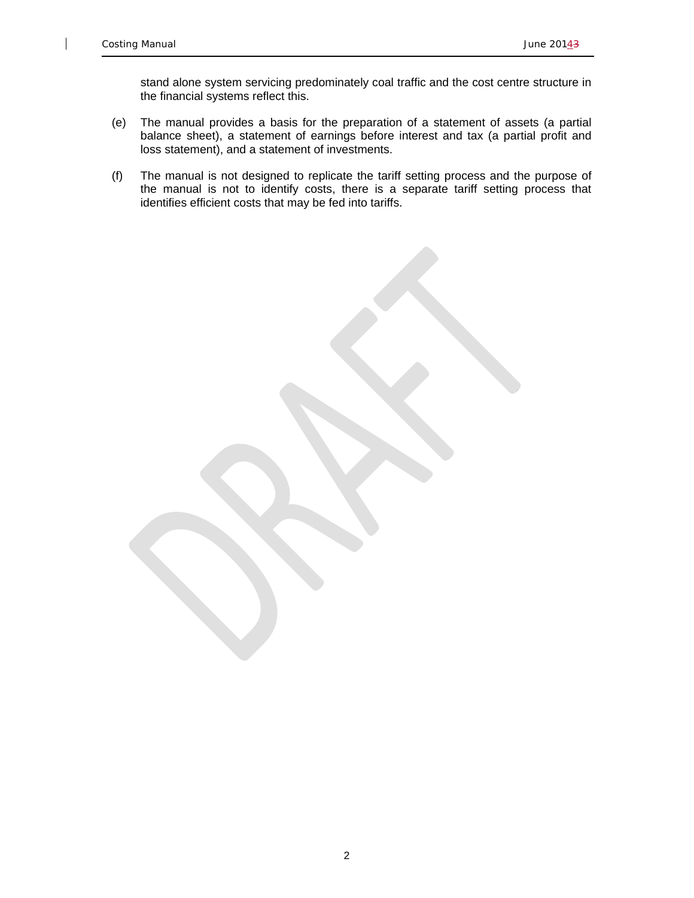stand alone system servicing predominately coal traffic and the cost centre structure in the financial systems reflect this.

(e) The manual provides a basis for the preparation of a statement of assets (a partial balance sheet), a statement of earnings before interest and tax (a partial profit and loss statement), and a statement of investments.

(f) The manual is not designed to replicate the tariff setting process and the purpose of the manual is not to identify costs, there is a separate tariff setting process that identifies efficient costs that may be fed into tariffs.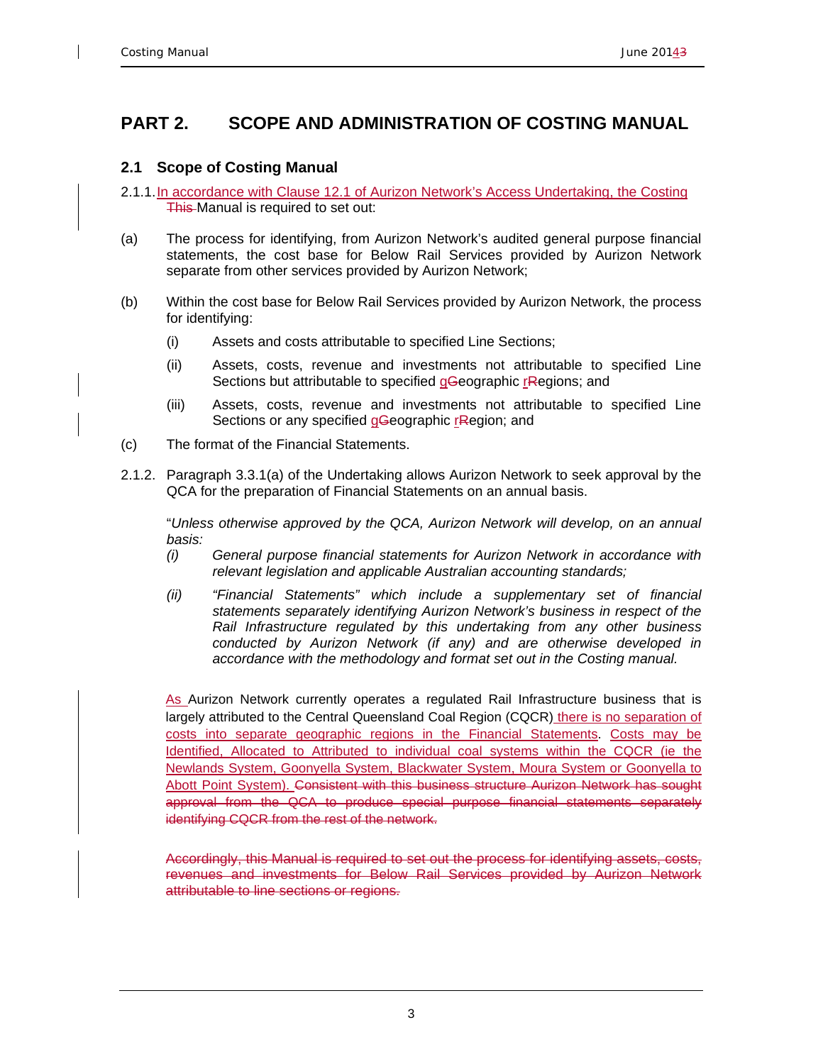# PART 2. SCOPE AND ADMINISTRATION OF COSTING MANUAL

## 2.1 Scope of Costing Manual

2.1.1. In accordance with Clause 12.1 of Aurizon Network's Access Undertaking, the Costing ~~This~~ Manual is required to set out:

(a) The process for identifying, from Aurizon Network's audited general purpose financial statements, the cost base for Below Rail Services provided by Aurizon Network separate from other services provided by Aurizon Network;

(b) Within the cost base for Below Rail Services provided by Aurizon Network, the process for identifying:

  (i) Assets and costs attributable to specified Line Sections;

  (ii) Assets, costs, revenue and investments not attributable to specified Line Sections but attributable to specified g~~G~~eographic r~~R~~egions; and

  (iii) Assets, costs, revenue and investments not attributable to specified Line Sections or any specified g~~G~~eographic r~~R~~egion; and

(c) The format of the Financial Statements.

2.1.2. Paragraph 3.3.1(a) of the Undertaking allows Aurizon Network to seek approval by the QCA for the preparation of Financial Statements on an annual basis.

"*Unless otherwise approved by the QCA, Aurizon Network will develop, on an annual basis:*

*(i) General purpose financial statements for Aurizon Network in accordance with relevant legislation and applicable Australian accounting standards;*

*(ii) "Financial Statements" which include a supplementary set of financial statements separately identifying Aurizon Network's business in respect of the Rail Infrastructure regulated by this undertaking from any other business conducted by Aurizon Network (if any) and are otherwise developed in accordance with the methodology and format set out in the Costing manual.*

As Aurizon Network currently operates a regulated Rail Infrastructure business that is largely attributed to the Central Queensland Coal Region (CQCR) there is no separation of costs into separate geographic regions in the Financial Statements. Costs may be Identified, Allocated to Attributed to individual coal systems within the CQCR (ie the Newlands System, Goonyella System, Blackwater System, Moura System or Goonyella to Abott Point System). ~~Consistent with this business structure Aurizon Network has sought approval from the QCA to produce special purpose financial statements separately identifying CQCR from the rest of the network.~~

~~Accordingly, this Manual is required to set out the process for identifying assets, costs, revenues and investments for Below Rail Services provided by Aurizon Network attributable to line sections or regions.~~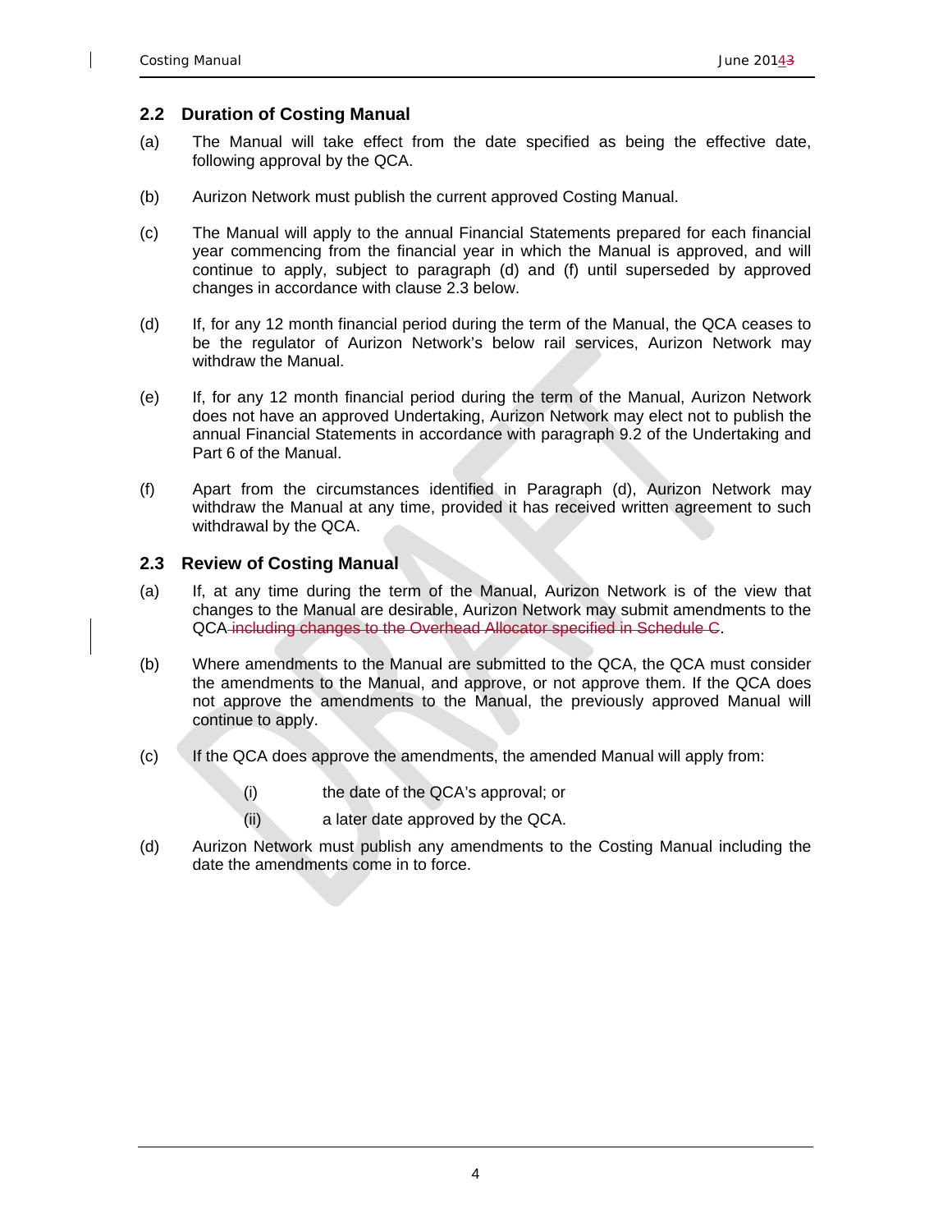## 2.2 Duration of Costing Manual

(a) The Manual will take effect from the date specified as being the effective date, following approval by the QCA.

(b) Aurizon Network must publish the current approved Costing Manual.

(c) The Manual will apply to the annual Financial Statements prepared for each financial year commencing from the financial year in which the Manual is approved, and will continue to apply, subject to paragraph (d) and (f) until superseded by approved changes in accordance with clause 2.3 below.

(d) If, for any 12 month financial period during the term of the Manual, the QCA ceases to be the regulator of Aurizon Network's below rail services, Aurizon Network may withdraw the Manual.

(e) If, for any 12 month financial period during the term of the Manual, Aurizon Network does not have an approved Undertaking, Aurizon Network may elect not to publish the annual Financial Statements in accordance with paragraph 9.2 of the Undertaking and Part 6 of the Manual.

(f) Apart from the circumstances identified in Paragraph (d), Aurizon Network may withdraw the Manual at any time, provided it has received written agreement to such withdrawal by the QCA.

## 2.3 Review of Costing Manual

(a) If, at any time during the term of the Manual, Aurizon Network is of the view that changes to the Manual are desirable, Aurizon Network may submit amendments to the QCA ~~including changes to the Overhead Allocator specified in Schedule C~~.

(b) Where amendments to the Manual are submitted to the QCA, the QCA must consider the amendments to the Manual, and approve, or not approve them. If the QCA does not approve the amendments to the Manual, the previously approved Manual will continue to apply.

(c) If the QCA does approve the amendments, the amended Manual will apply from:

(i) the date of the QCA's approval; or

(ii) a later date approved by the QCA.

(d) Aurizon Network must publish any amendments to the Costing Manual including the date the amendments come in to force.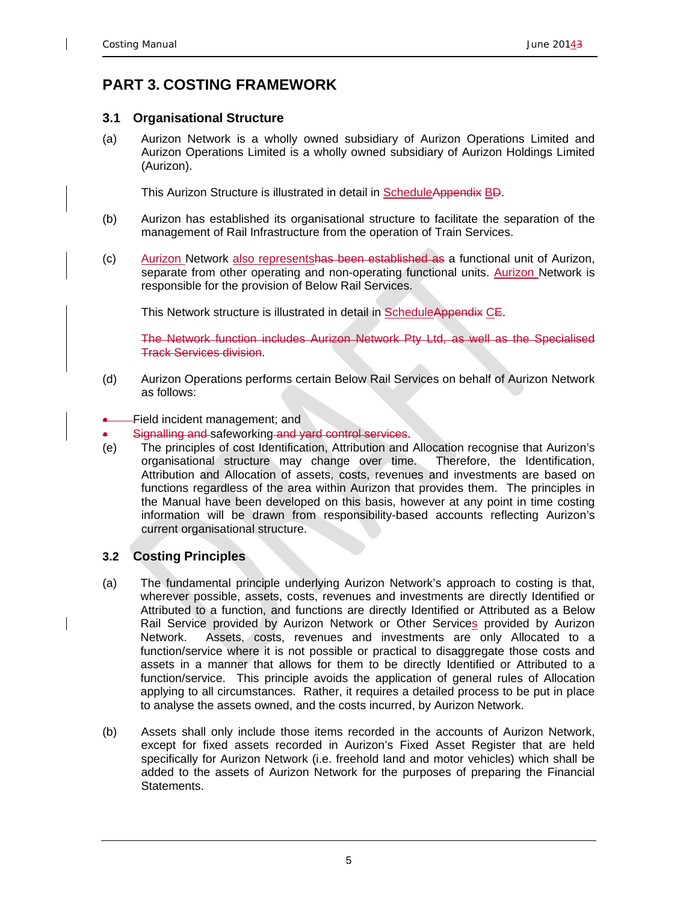# PART 3. COSTING FRAMEWORK

## 3.1 Organisational Structure

(a) Aurizon Network is a wholly owned subsidiary of Aurizon Operations Limited and Aurizon Operations Limited is a wholly owned subsidiary of Aurizon Holdings Limited (Aurizon).

This Aurizon Structure is illustrated in detail in ScheduleAppendix BD.

(b) Aurizon has established its organisational structure to facilitate the separation of the management of Rail Infrastructure from the operation of Train Services.

(c) Aurizon Network also representshas been established as a functional unit of Aurizon, separate from other operating and non-operating functional units. Aurizon Network is responsible for the provision of Below Rail Services.

This Network structure is illustrated in detail in ScheduleAppendix CE.

~~The Network function includes Aurizon Network Pty Ltd, as well as the Specialised Track Services division~~.

(d) Aurizon Operations performs certain Below Rail Services on behalf of Aurizon Network as follows:

- Field incident management; and
- ~~Signalling and~~ safeworking ~~and yard control services~~.

(e) The principles of cost Identification, Attribution and Allocation recognise that Aurizon's organisational structure may change over time. Therefore, the Identification, Attribution and Allocation of assets, costs, revenues and investments are based on functions regardless of the area within Aurizon that provides them. The principles in the Manual have been developed on this basis, however at any point in time costing information will be drawn from responsibility-based accounts reflecting Aurizon's current organisational structure.

## 3.2 Costing Principles

(a) The fundamental principle underlying Aurizon Network's approach to costing is that, wherever possible, assets, costs, revenues and investments are directly Identified or Attributed to a function, and functions are directly Identified or Attributed as a Below Rail Service provided by Aurizon Network or Other Services provided by Aurizon Network. Assets, costs, revenues and investments are only Allocated to a function/service where it is not possible or practical to disaggregate those costs and assets in a manner that allows for them to be directly Identified or Attributed to a function/service. This principle avoids the application of general rules of Allocation applying to all circumstances. Rather, it requires a detailed process to be put in place to analyse the assets owned, and the costs incurred, by Aurizon Network.

(b) Assets shall only include those items recorded in the accounts of Aurizon Network, except for fixed assets recorded in Aurizon's Fixed Asset Register that are held specifically for Aurizon Network (i.e. freehold land and motor vehicles) which shall be added to the assets of Aurizon Network for the purposes of preparing the Financial Statements.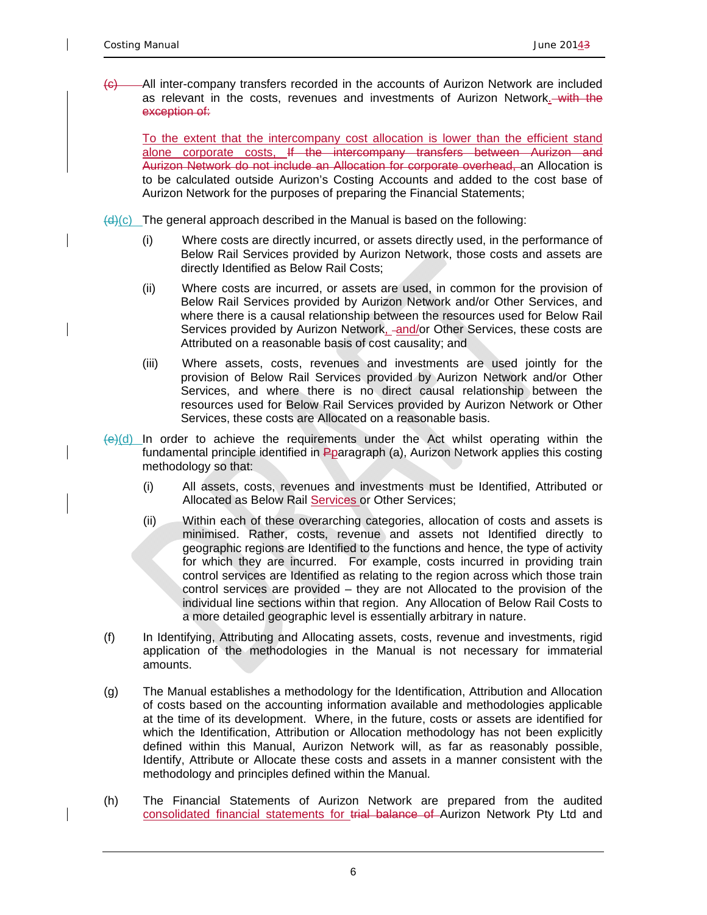(c) All inter-company transfers recorded in the accounts of Aurizon Network are included as relevant in the costs, revenues and investments of Aurizon Network. with the exception of:

To the extent that the intercompany cost allocation is lower than the efficient stand alone corporate costs, If the intercompany transfers between Aurizon and Aurizon Network do not include an Allocation for corporate overhead, an Allocation is to be calculated outside Aurizon's Costing Accounts and added to the cost base of Aurizon Network for the purposes of preparing the Financial Statements;

(d)(c) The general approach described in the Manual is based on the following:

(i) Where costs are directly incurred, or assets directly used, in the performance of Below Rail Services provided by Aurizon Network, those costs and assets are directly Identified as Below Rail Costs;

(ii) Where costs are incurred, or assets are used, in common for the provision of Below Rail Services provided by Aurizon Network and/or Other Services, and where there is a causal relationship between the resources used for Below Rail Services provided by Aurizon Network, and/or Other Services, these costs are Attributed on a reasonable basis of cost causality; and

(iii) Where assets, costs, revenues and investments are used jointly for the provision of Below Rail Services provided by Aurizon Network and/or Other Services, and where there is no direct causal relationship between the resources used for Below Rail Services provided by Aurizon Network or Other Services, these costs are Allocated on a reasonable basis.

(e)(d) In order to achieve the requirements under the Act whilst operating within the fundamental principle identified in Pparagraph (a), Aurizon Network applies this costing methodology so that:

(i) All assets, costs, revenues and investments must be Identified, Attributed or Allocated as Below Rail Services or Other Services;

(ii) Within each of these overarching categories, allocation of costs and assets is minimised. Rather, costs, revenue and assets not Identified directly to geographic regions are Identified to the functions and hence, the type of activity for which they are incurred. For example, costs incurred in providing train control services are Identified as relating to the region across which those train control services are provided – they are not Allocated to the provision of the individual line sections within that region. Any Allocation of Below Rail Costs to a more detailed geographic level is essentially arbitrary in nature.

(f) In Identifying, Attributing and Allocating assets, costs, revenue and investments, rigid application of the methodologies in the Manual is not necessary for immaterial amounts.

(g) The Manual establishes a methodology for the Identification, Attribution and Allocation of costs based on the accounting information available and methodologies applicable at the time of its development. Where, in the future, costs or assets are identified for which the Identification, Attribution or Allocation methodology has not been explicitly defined within this Manual, Aurizon Network will, as far as reasonably possible, Identify, Attribute or Allocate these costs and assets in a manner consistent with the methodology and principles defined within the Manual.

(h) The Financial Statements of Aurizon Network are prepared from the audited consolidated financial statements for trial balance of Aurizon Network Pty Ltd and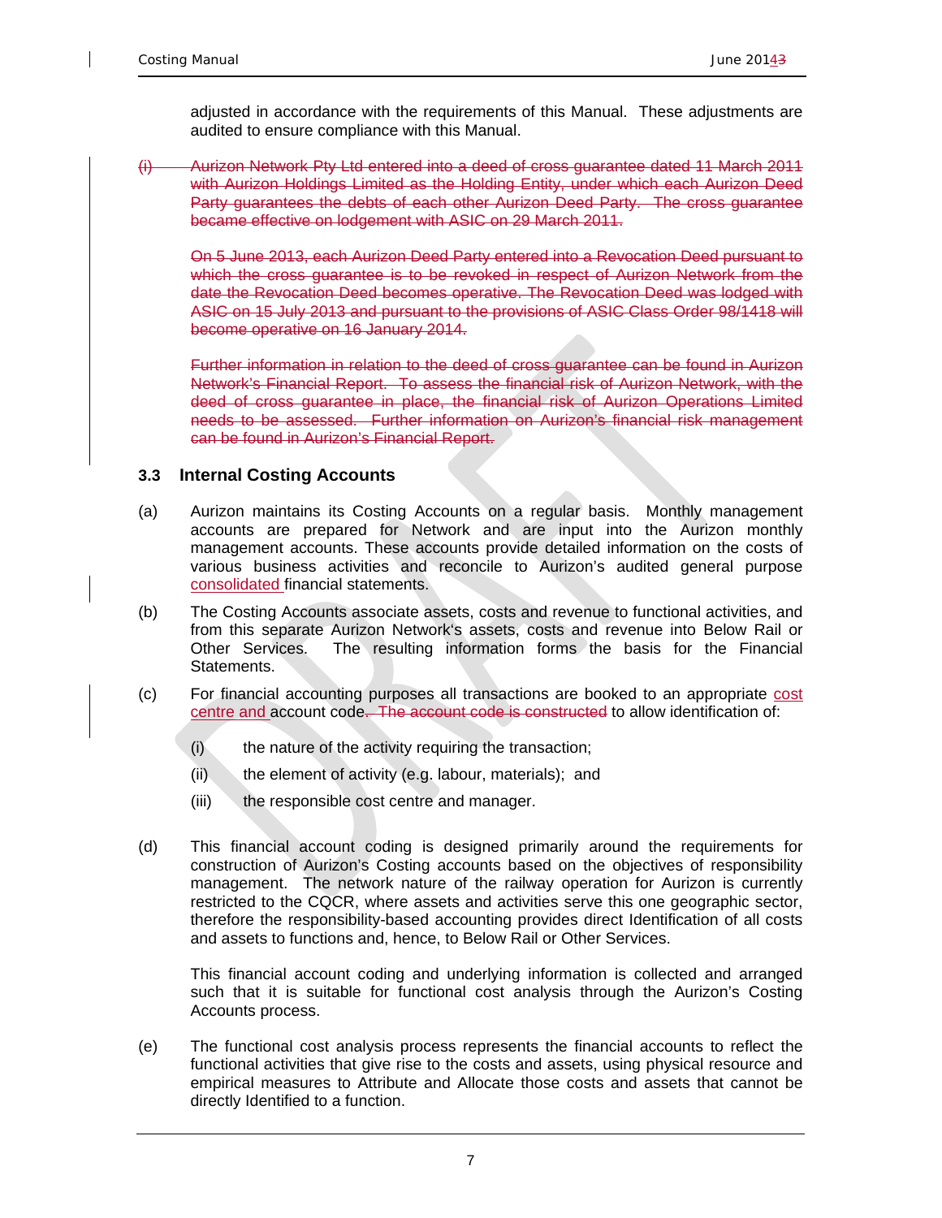adjusted in accordance with the requirements of this Manual. These adjustments are audited to ensure compliance with this Manual.

~~(i) Aurizon Network Pty Ltd entered into a deed of cross guarantee dated 11 March 2011 with Aurizon Holdings Limited as the Holding Entity, under which each Aurizon Deed Party guarantees the debts of each other Aurizon Deed Party. The cross guarantee became effective on lodgement with ASIC on 29 March 2011.~~

~~On 5 June 2013, each Aurizon Deed Party entered into a Revocation Deed pursuant to which the cross guarantee is to be revoked in respect of Aurizon Network from the date the Revocation Deed becomes operative. The Revocation Deed was lodged with ASIC on 15 July 2013 and pursuant to the provisions of ASIC Class Order 98/1418 will become operative on 16 January 2014.~~

~~Further information in relation to the deed of cross guarantee can be found in Aurizon Network's Financial Report. To assess the financial risk of Aurizon Network, with the deed of cross guarantee in place, the financial risk of Aurizon Operations Limited needs to be assessed. Further information on Aurizon's financial risk management can be found in Aurizon's Financial Report.~~

### 3.3 Internal Costing Accounts

(a) Aurizon maintains its Costing Accounts on a regular basis. Monthly management accounts are prepared for Network and are input into the Aurizon monthly management accounts. These accounts provide detailed information on the costs of various business activities and reconcile to Aurizon's audited general purpose consolidated financial statements.

(b) The Costing Accounts associate assets, costs and revenue to functional activities, and from this separate Aurizon Network's assets, costs and revenue into Below Rail or Other Services. The resulting information forms the basis for the Financial Statements.

(c) For financial accounting purposes all transactions are booked to an appropriate cost centre and account code~~. The account code is constructed~~ to allow identification of:

   (i) the nature of the activity requiring the transaction;

   (ii) the element of activity (e.g. labour, materials); and

   (iii) the responsible cost centre and manager.

(d) This financial account coding is designed primarily around the requirements for construction of Aurizon's Costing accounts based on the objectives of responsibility management. The network nature of the railway operation for Aurizon is currently restricted to the CQCR, where assets and activities serve this one geographic sector, therefore the responsibility-based accounting provides direct Identification of all costs and assets to functions and, hence, to Below Rail or Other Services.

   This financial account coding and underlying information is collected and arranged such that it is suitable for functional cost analysis through the Aurizon's Costing Accounts process.

(e) The functional cost analysis process represents the financial accounts to reflect the functional activities that give rise to the costs and assets, using physical resource and empirical measures to Attribute and Allocate those costs and assets that cannot be directly Identified to a function.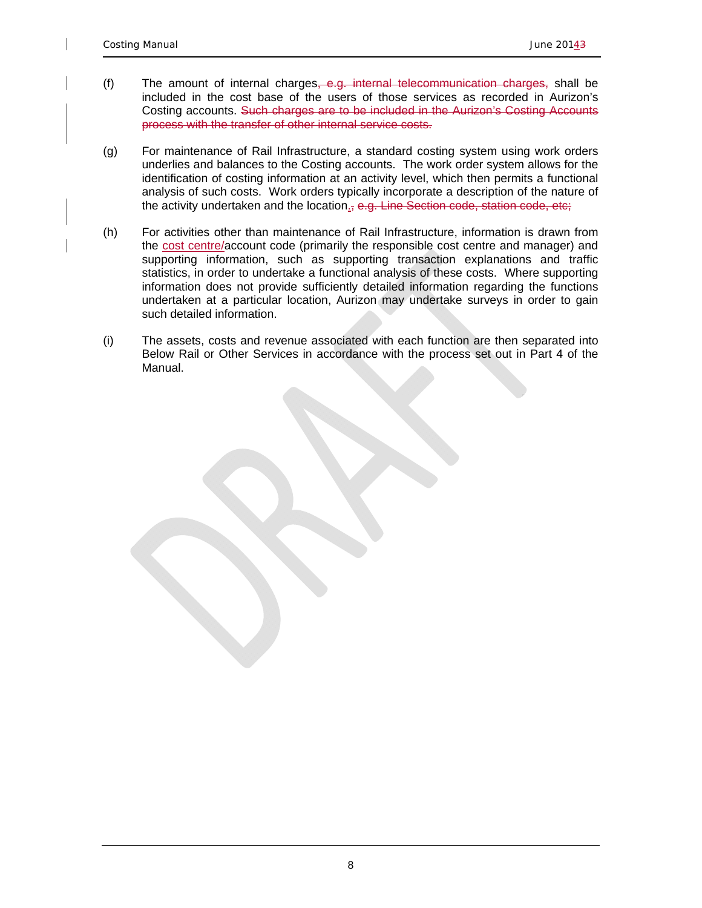(f) The amount of internal charges~~, e.g. internal telecommunication charges,~~ shall be included in the cost base of the users of those services as recorded in Aurizon's Costing accounts. ~~Such charges are to be included in the Aurizon's Costing Accounts process with the transfer of other internal service costs.~~

(g) For maintenance of Rail Infrastructure, a standard costing system using work orders underlies and balances to the Costing accounts. The work order system allows for the identification of costing information at an activity level, which then permits a functional analysis of such costs. Work orders typically incorporate a description of the nature of the activity undertaken and the location.~~, e.g. Line Section code, station code, etc;~~

(h) For activities other than maintenance of Rail Infrastructure, information is drawn from the cost centre/account code (primarily the responsible cost centre and manager) and supporting information, such as supporting transaction explanations and traffic statistics, in order to undertake a functional analysis of these costs. Where supporting information does not provide sufficiently detailed information regarding the functions undertaken at a particular location, Aurizon may undertake surveys in order to gain such detailed information.

(i) The assets, costs and revenue associated with each function are then separated into Below Rail or Other Services in accordance with the process set out in Part 4 of the Manual.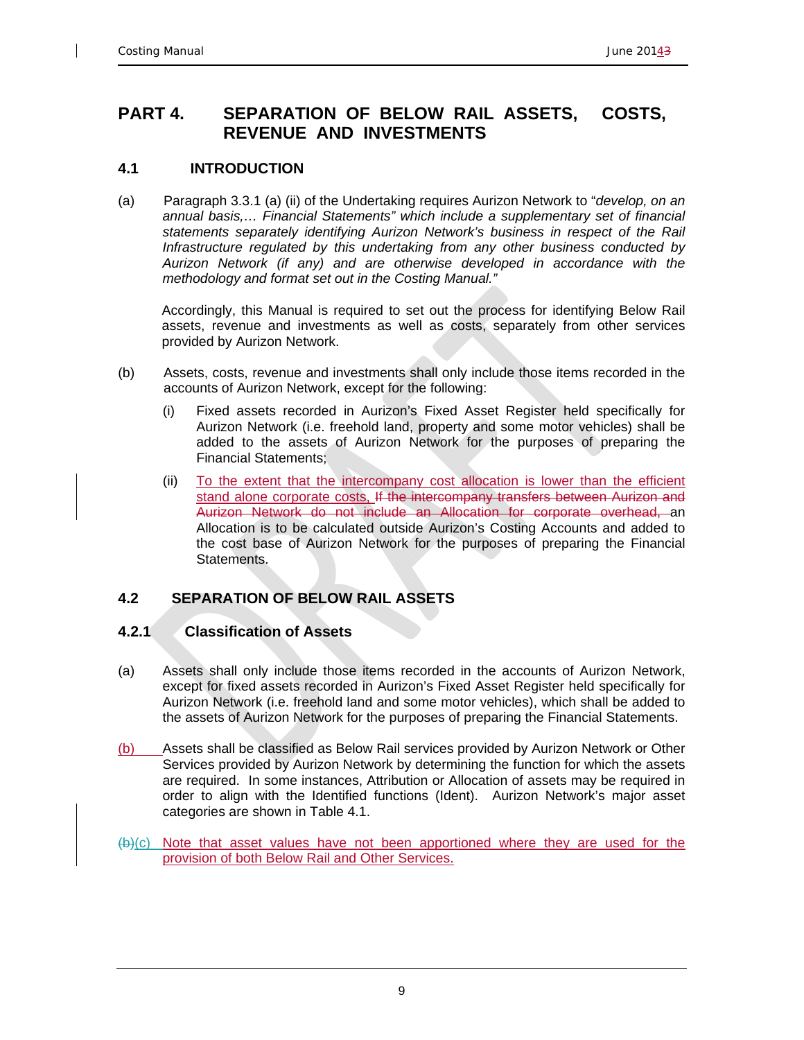# PART 4. SEPARATION OF BELOW RAIL ASSETS, COSTS, REVENUE AND INVESTMENTS

## 4.1 INTRODUCTION

(a) Paragraph 3.3.1 (a) (ii) of the Undertaking requires Aurizon Network to "*develop, on an annual basis,… Financial Statements" which include a supplementary set of financial statements separately identifying Aurizon Network's business in respect of the Rail Infrastructure regulated by this undertaking from any other business conducted by Aurizon Network (if any) and are otherwise developed in accordance with the methodology and format set out in the Costing Manual."*

Accordingly, this Manual is required to set out the process for identifying Below Rail assets, revenue and investments as well as costs, separately from other services provided by Aurizon Network.

(b) Assets, costs, revenue and investments shall only include those items recorded in the accounts of Aurizon Network, except for the following:

(i) Fixed assets recorded in Aurizon's Fixed Asset Register held specifically for Aurizon Network (i.e. freehold land, property and some motor vehicles) shall be added to the assets of Aurizon Network for the purposes of preparing the Financial Statements;

(ii) To the extent that the intercompany cost allocation is lower than the efficient stand alone corporate costs, ~~If the intercompany transfers between Aurizon and Aurizon Network do not include an Allocation for corporate overhead,~~ an Allocation is to be calculated outside Aurizon's Costing Accounts and added to the cost base of Aurizon Network for the purposes of preparing the Financial Statements.

## 4.2 SEPARATION OF BELOW RAIL ASSETS

### 4.2.1 Classification of Assets

(a) Assets shall only include those items recorded in the accounts of Aurizon Network, except for fixed assets recorded in Aurizon's Fixed Asset Register held specifically for Aurizon Network (i.e. freehold land and some motor vehicles), which shall be added to the assets of Aurizon Network for the purposes of preparing the Financial Statements.

(b) Assets shall be classified as Below Rail services provided by Aurizon Network or Other Services provided by Aurizon Network by determining the function for which the assets are required. In some instances, Attribution or Allocation of assets may be required in order to align with the Identified functions (Ident). Aurizon Network's major asset categories are shown in Table 4.1.

~~(b)~~(c) Note that asset values have not been apportioned where they are used for the provision of both Below Rail and Other Services.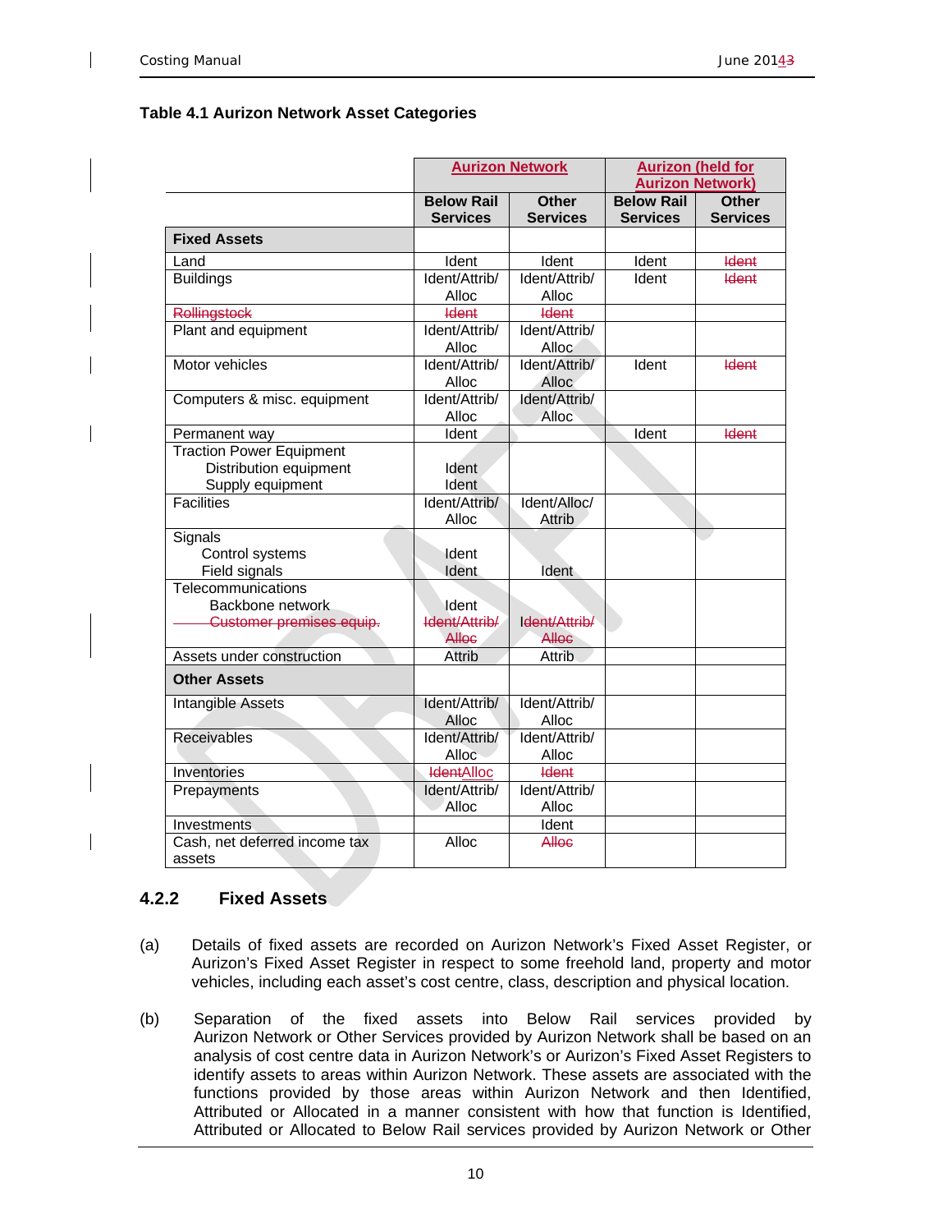**Table 4.1 Aurizon Network Asset Categories**

| | Aurizon Network | | Aurizon (held for Aurizon Network) | |
|---|---|---|---|---|
| | **Below Rail Services** | **Other Services** | **Below Rail Services** | **Other Services** |
| **Fixed Assets** | | | | |
| Land | Ident | Ident | Ident | ~~Ident~~ |
| Buildings | Ident/Attrib/ Alloc | Ident/Attrib/ Alloc | Ident | ~~Ident~~ |
| ~~Rollingstock~~ | ~~Ident~~ | ~~Ident~~ | | |
| Plant and equipment | Ident/Attrib/ Alloc | Ident/Attrib/ Alloc | | |
| Motor vehicles | Ident/Attrib/ Alloc | Ident/Attrib/ Alloc | Ident | ~~Ident~~ |
| Computers & misc. equipment | Ident/Attrib/ Alloc | Ident/Attrib/ Alloc | | |
| Permanent way | Ident | | Ident | ~~Ident~~ |
| Traction Power Equipment<br>Distribution equipment<br>Supply equipment | <br>Ident<br>Ident | | | |
| Facilities | Ident/Attrib/ Alloc | Ident/Alloc/ Attrib | | |
| Signals<br>Control systems<br>Field signals | <br>Ident<br>Ident | <br><br>Ident | | |
| Telecommunications<br>Backbone network<br>~~Customer premises equip.~~ | <br>Ident<br>~~Ident/Attrib/ Alloc~~ | <br><br>~~Ident/Attrib/ Alloc~~ | | |
| Assets under construction | Attrib | Attrib | | |
| **Other Assets** | | | | |
| Intangible Assets | Ident/Attrib/ Alloc | Ident/Attrib/ Alloc | | |
| Receivables | Ident/Attrib/ Alloc | Ident/Attrib/ Alloc | | |
| Inventories | ~~Ident~~Alloc | ~~Ident~~ | | |
| Prepayments | Ident/Attrib/ Alloc | Ident/Attrib/ Alloc | | |
| Investments | | Ident | | |
| Cash, net deferred income tax assets | Alloc | ~~Alloc~~ | | |

### 4.2.2 Fixed Assets

(a) Details of fixed assets are recorded on Aurizon Network's Fixed Asset Register, or Aurizon's Fixed Asset Register in respect to some freehold land, property and motor vehicles, including each asset's cost centre, class, description and physical location.

(b) Separation of the fixed assets into Below Rail services provided by Aurizon Network or Other Services provided by Aurizon Network shall be based on an analysis of cost centre data in Aurizon Network's or Aurizon's Fixed Asset Registers to identify assets to areas within Aurizon Network. These assets are associated with the functions provided by those areas within Aurizon Network and then Identified, Attributed or Allocated in a manner consistent with how that function is Identified, Attributed or Allocated to Below Rail services provided by Aurizon Network or Other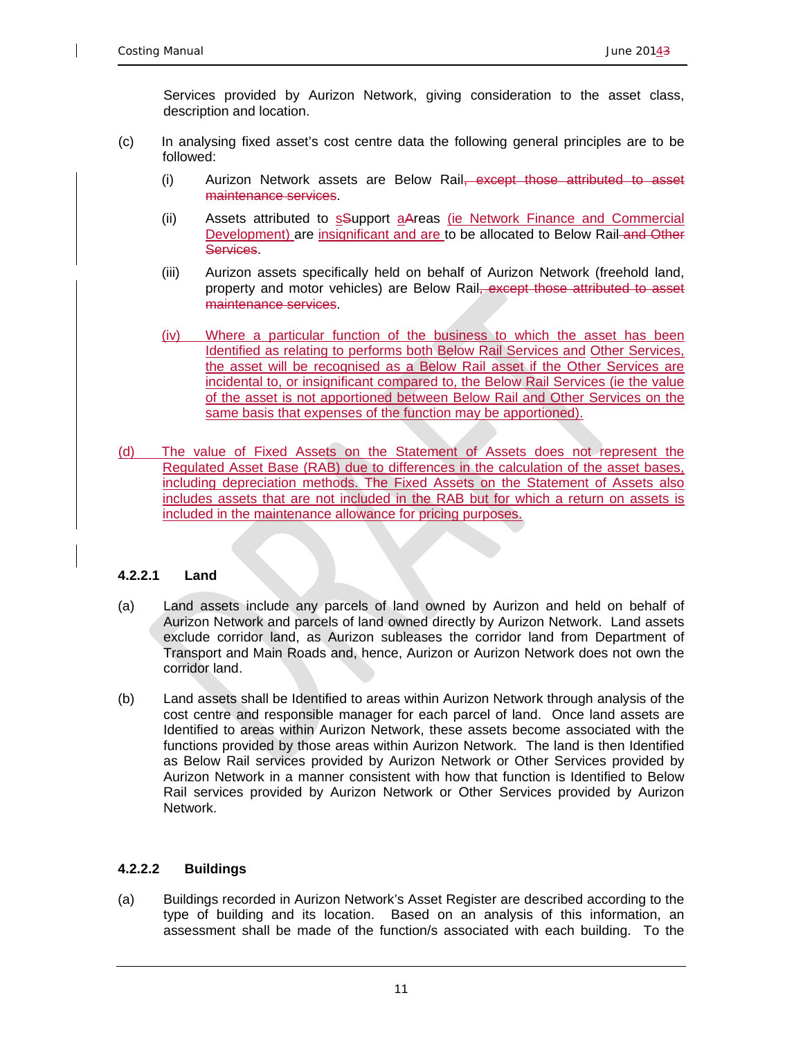Services provided by Aurizon Network, giving consideration to the asset class, description and location.

(c) In analysing fixed asset's cost centre data the following general principles are to be followed:

(i) Aurizon Network assets are Below Rail~~, except those attributed to asset maintenance services~~.

(ii) Assets attributed to ~~S~~support ~~A~~areas (ie Network Finance and Commercial Development) are insignificant and are to be allocated to Below Rail ~~and Other Services~~.

(iii) Aurizon assets specifically held on behalf of Aurizon Network (freehold land, property and motor vehicles) are Below Rail~~, except those attributed to asset maintenance services~~.

(iv) Where a particular function of the business to which the asset has been Identified as relating to performs both Below Rail Services and Other Services, the asset will be recognised as a Below Rail asset if the Other Services are incidental to, or insignificant compared to, the Below Rail Services (ie the value of the asset is not apportioned between Below Rail and Other Services on the same basis that expenses of the function may be apportioned).

(d) The value of Fixed Assets on the Statement of Assets does not represent the Regulated Asset Base (RAB) due to differences in the calculation of the asset bases, including depreciation methods. The Fixed Assets on the Statement of Assets also includes assets that are not included in the RAB but for which a return on assets is included in the maintenance allowance for pricing purposes.

#### 4.2.2.1 Land

(a) Land assets include any parcels of land owned by Aurizon and held on behalf of Aurizon Network and parcels of land owned directly by Aurizon Network. Land assets exclude corridor land, as Aurizon subleases the corridor land from Department of Transport and Main Roads and, hence, Aurizon or Aurizon Network does not own the corridor land.

(b) Land assets shall be Identified to areas within Aurizon Network through analysis of the cost centre and responsible manager for each parcel of land. Once land assets are Identified to areas within Aurizon Network, these assets become associated with the functions provided by those areas within Aurizon Network. The land is then Identified as Below Rail services provided by Aurizon Network or Other Services provided by Aurizon Network in a manner consistent with how that function is Identified to Below Rail services provided by Aurizon Network or Other Services provided by Aurizon Network.

#### 4.2.2.2 Buildings

(a) Buildings recorded in Aurizon Network's Asset Register are described according to the type of building and its location. Based on an analysis of this information, an assessment shall be made of the function/s associated with each building. To the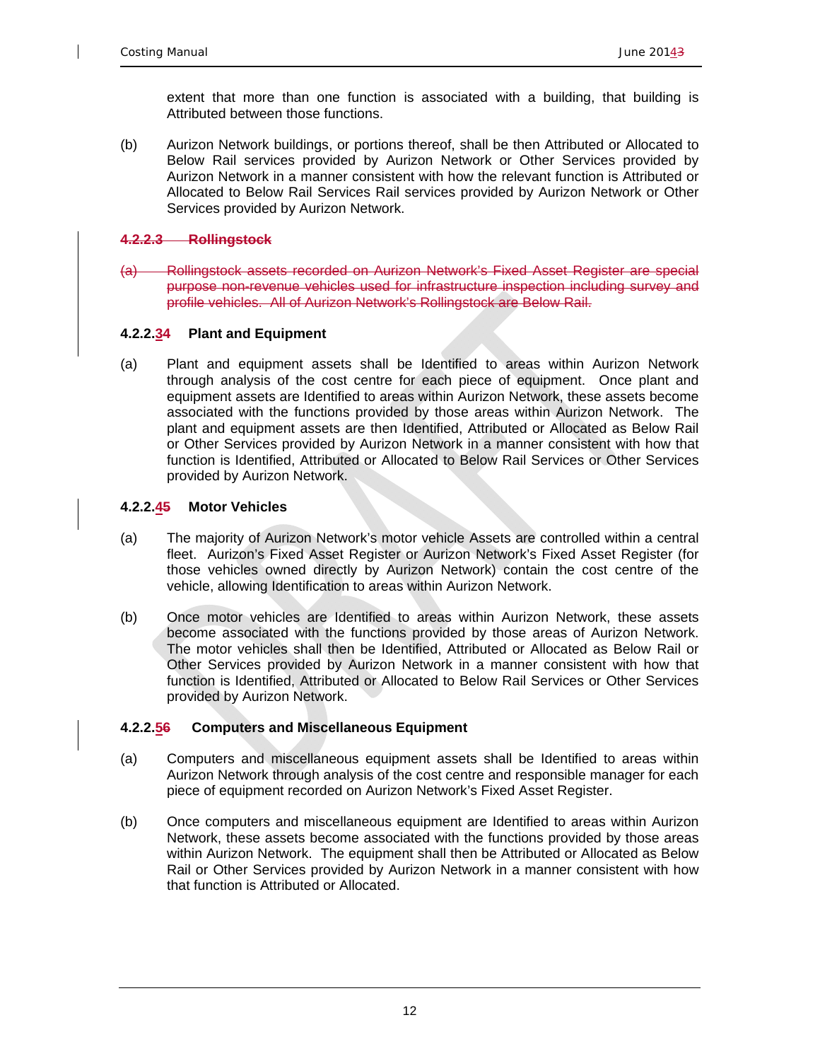extent that more than one function is associated with a building, that building is Attributed between those functions.

(b) Aurizon Network buildings, or portions thereof, shall be then Attributed or Allocated to Below Rail services provided by Aurizon Network or Other Services provided by Aurizon Network in a manner consistent with how the relevant function is Attributed or Allocated to Below Rail Services Rail services provided by Aurizon Network or Other Services provided by Aurizon Network.

#### ~~4.2.2.3 Rollingstock~~

~~(a) Rollingstock assets recorded on Aurizon Network's Fixed Asset Register are special purpose non-revenue vehicles used for infrastructure inspection including survey and profile vehicles. All of Aurizon Network's Rollingstock are Below Rail.~~

#### 4.2.2.3~~4~~ Plant and Equipment

(a) Plant and equipment assets shall be Identified to areas within Aurizon Network through analysis of the cost centre for each piece of equipment. Once plant and equipment assets are Identified to areas within Aurizon Network, these assets become associated with the functions provided by those areas within Aurizon Network. The plant and equipment assets are then Identified, Attributed or Allocated as Below Rail or Other Services provided by Aurizon Network in a manner consistent with how that function is Identified, Attributed or Allocated to Below Rail Services or Other Services provided by Aurizon Network.

#### 4.2.2.4~~5~~ Motor Vehicles

(a) The majority of Aurizon Network's motor vehicle Assets are controlled within a central fleet. Aurizon's Fixed Asset Register or Aurizon Network's Fixed Asset Register (for those vehicles owned directly by Aurizon Network) contain the cost centre of the vehicle, allowing Identification to areas within Aurizon Network.

(b) Once motor vehicles are Identified to areas within Aurizon Network, these assets become associated with the functions provided by those areas of Aurizon Network. The motor vehicles shall then be Identified, Attributed or Allocated as Below Rail or Other Services provided by Aurizon Network in a manner consistent with how that function is Identified, Attributed or Allocated to Below Rail Services or Other Services provided by Aurizon Network.

#### 4.2.2.5~~6~~ Computers and Miscellaneous Equipment

(a) Computers and miscellaneous equipment assets shall be Identified to areas within Aurizon Network through analysis of the cost centre and responsible manager for each piece of equipment recorded on Aurizon Network's Fixed Asset Register.

(b) Once computers and miscellaneous equipment are Identified to areas within Aurizon Network, these assets become associated with the functions provided by those areas within Aurizon Network. The equipment shall then be Attributed or Allocated as Below Rail or Other Services provided by Aurizon Network in a manner consistent with how that function is Attributed or Allocated.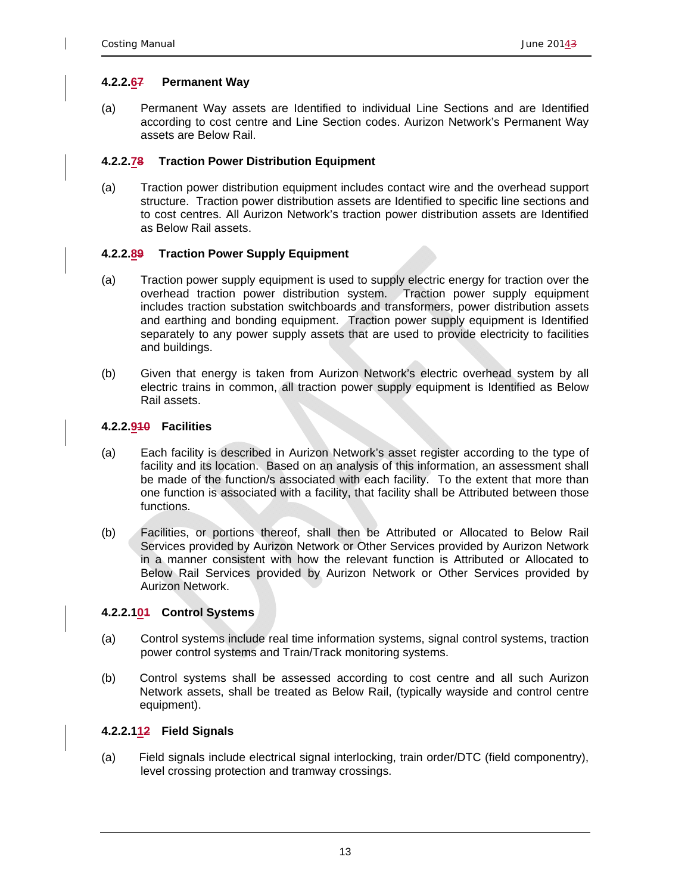#### 4.2.2.6~~7~~ Permanent Way

(a) Permanent Way assets are Identified to individual Line Sections and are Identified according to cost centre and Line Section codes. Aurizon Network's Permanent Way assets are Below Rail.

#### 4.2.2.7~~8~~ Traction Power Distribution Equipment

(a) Traction power distribution equipment includes contact wire and the overhead support structure. Traction power distribution assets are Identified to specific line sections and to cost centres. All Aurizon Network's traction power distribution assets are Identified as Below Rail assets.

#### 4.2.2.8~~9~~ Traction Power Supply Equipment

(a) Traction power supply equipment is used to supply electric energy for traction over the overhead traction power distribution system. Traction power supply equipment includes traction substation switchboards and transformers, power distribution assets and earthing and bonding equipment. Traction power supply equipment is Identified separately to any power supply assets that are used to provide electricity to facilities and buildings.

(b) Given that energy is taken from Aurizon Network's electric overhead system by all electric trains in common, all traction power supply equipment is Identified as Below Rail assets.

#### 4.2.2.9~~10~~ Facilities

(a) Each facility is described in Aurizon Network's asset register according to the type of facility and its location. Based on an analysis of this information, an assessment shall be made of the function/s associated with each facility. To the extent that more than one function is associated with a facility, that facility shall be Attributed between those functions.

(b) Facilities, or portions thereof, shall then be Attributed or Allocated to Below Rail Services provided by Aurizon Network or Other Services provided by Aurizon Network in a manner consistent with how the relevant function is Attributed or Allocated to Below Rail Services provided by Aurizon Network or Other Services provided by Aurizon Network.

#### 4.2.2.10~~1~~ Control Systems

(a) Control systems include real time information systems, signal control systems, traction power control systems and Train/Track monitoring systems.

(b) Control systems shall be assessed according to cost centre and all such Aurizon Network assets, shall be treated as Below Rail, (typically wayside and control centre equipment).

#### 4.2.2.11~~2~~ Field Signals

(a) Field signals include electrical signal interlocking, train order/DTC (field componentry), level crossing protection and tramway crossings.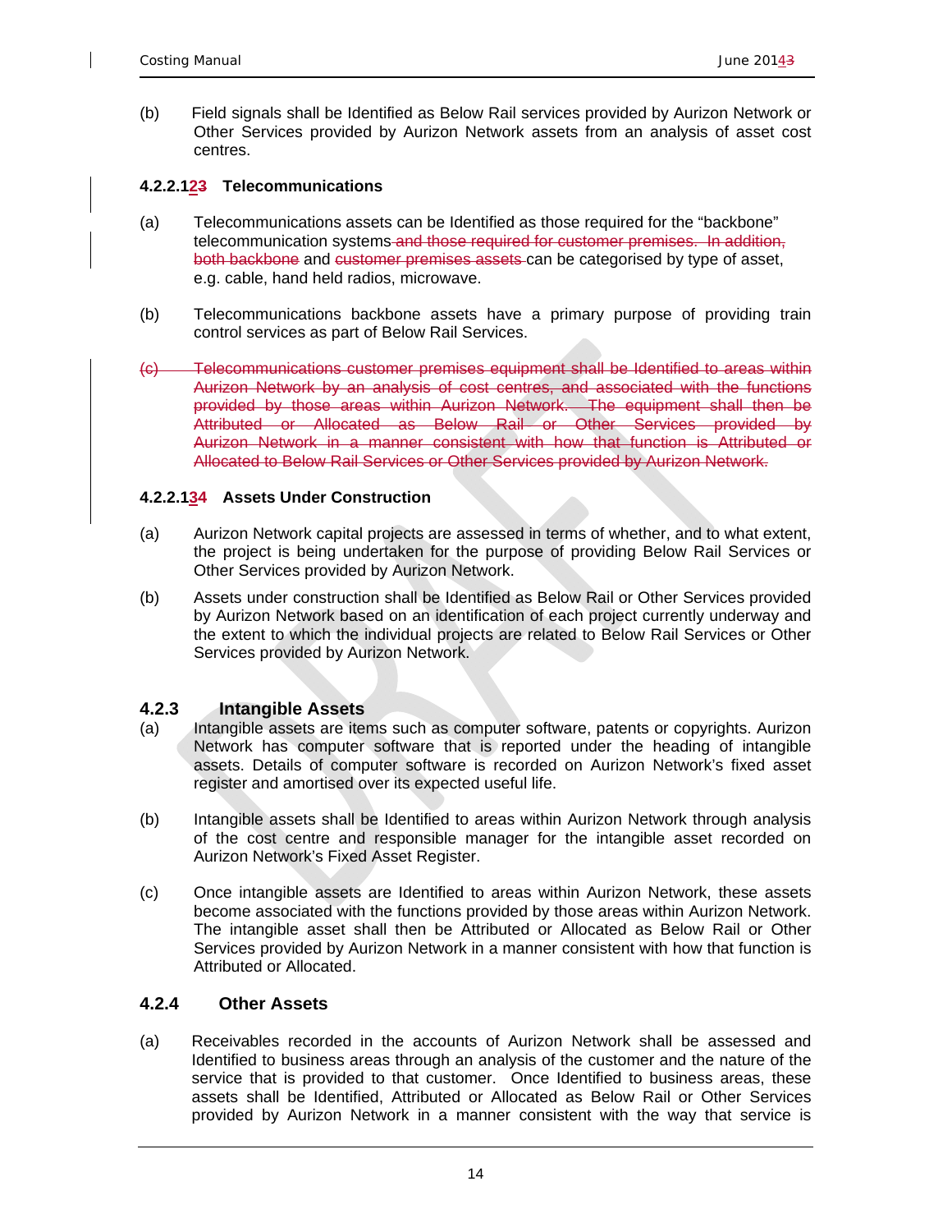(b) Field signals shall be Identified as Below Rail services provided by Aurizon Network or Other Services provided by Aurizon Network assets from an analysis of asset cost centres.

#### 4.2.2.123 Telecommunications

(a) Telecommunications assets can be Identified as those required for the "backbone" telecommunication systems ~~and those required for customer premises. In addition, both backbone~~ and ~~customer premises assets~~ can be categorised by type of asset, e.g. cable, hand held radios, microwave.

(b) Telecommunications backbone assets have a primary purpose of providing train control services as part of Below Rail Services.

~~(c) Telecommunications customer premises equipment shall be Identified to areas within Aurizon Network by an analysis of cost centres, and associated with the functions provided by those areas within Aurizon Network. The equipment shall then be Attributed or Allocated as Below Rail or Other Services provided by Aurizon Network in a manner consistent with how that function is Attributed or Allocated to Below Rail Services or Other Services provided by Aurizon Network.~~

#### 4.2.2.134 Assets Under Construction

(a) Aurizon Network capital projects are assessed in terms of whether, and to what extent, the project is being undertaken for the purpose of providing Below Rail Services or Other Services provided by Aurizon Network.

(b) Assets under construction shall be Identified as Below Rail or Other Services provided by Aurizon Network based on an identification of each project currently underway and the extent to which the individual projects are related to Below Rail Services or Other Services provided by Aurizon Network.

### 4.2.3 Intangible Assets

(a) Intangible assets are items such as computer software, patents or copyrights. Aurizon Network has computer software that is reported under the heading of intangible assets. Details of computer software is recorded on Aurizon Network's fixed asset register and amortised over its expected useful life.

(b) Intangible assets shall be Identified to areas within Aurizon Network through analysis of the cost centre and responsible manager for the intangible asset recorded on Aurizon Network's Fixed Asset Register.

(c) Once intangible assets are Identified to areas within Aurizon Network, these assets become associated with the functions provided by those areas within Aurizon Network. The intangible asset shall then be Attributed or Allocated as Below Rail or Other Services provided by Aurizon Network in a manner consistent with how that function is Attributed or Allocated.

### 4.2.4 Other Assets

(a) Receivables recorded in the accounts of Aurizon Network shall be assessed and Identified to business areas through an analysis of the customer and the nature of the service that is provided to that customer. Once Identified to business areas, these assets shall be Identified, Attributed or Allocated as Below Rail or Other Services provided by Aurizon Network in a manner consistent with the way that service is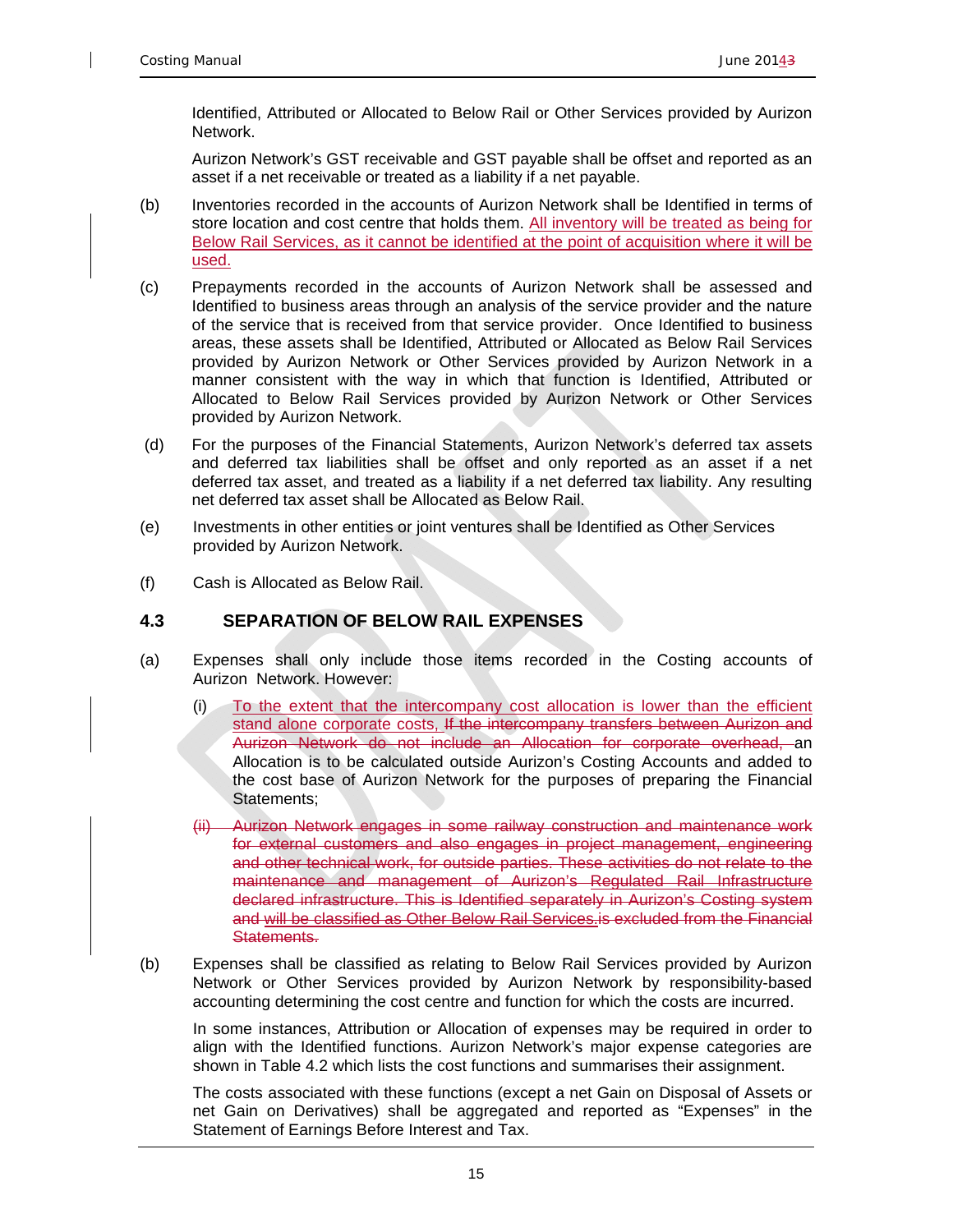Identified, Attributed or Allocated to Below Rail or Other Services provided by Aurizon Network.

Aurizon Network's GST receivable and GST payable shall be offset and reported as an asset if a net receivable or treated as a liability if a net payable.

(b) Inventories recorded in the accounts of Aurizon Network shall be Identified in terms of store location and cost centre that holds them. All inventory will be treated as being for Below Rail Services, as it cannot be identified at the point of acquisition where it will be used.

(c) Prepayments recorded in the accounts of Aurizon Network shall be assessed and Identified to business areas through an analysis of the service provider and the nature of the service that is received from that service provider. Once Identified to business areas, these assets shall be Identified, Attributed or Allocated as Below Rail Services provided by Aurizon Network or Other Services provided by Aurizon Network in a manner consistent with the way in which that function is Identified, Attributed or Allocated to Below Rail Services provided by Aurizon Network or Other Services provided by Aurizon Network.

(d) For the purposes of the Financial Statements, Aurizon Network's deferred tax assets and deferred tax liabilities shall be offset and only reported as an asset if a net deferred tax asset, and treated as a liability if a net deferred tax liability. Any resulting net deferred tax asset shall be Allocated as Below Rail.

(e) Investments in other entities or joint ventures shall be Identified as Other Services provided by Aurizon Network.

(f) Cash is Allocated as Below Rail.

### 4.3 SEPARATION OF BELOW RAIL EXPENSES

(a) Expenses shall only include those items recorded in the Costing accounts of Aurizon Network. However:

(i) To the extent that the intercompany cost allocation is lower than the efficient stand alone corporate costs, ~~If the intercompany transfers between Aurizon and Aurizon Network do not include an Allocation for corporate overhead,~~ an Allocation is to be calculated outside Aurizon's Costing Accounts and added to the cost base of Aurizon Network for the purposes of preparing the Financial Statements;

~~(ii) Aurizon Network engages in some railway construction and maintenance work for external customers and also engages in project management, engineering and other technical work, for outside parties. These activities do not relate to the maintenance and management of Aurizon's Regulated Rail Infrastructure declared infrastructure. This is Identified separately in Aurizon's Costing system and will be classified as Other Below Rail Services.is excluded from the Financial Statements.~~

(b) Expenses shall be classified as relating to Below Rail Services provided by Aurizon Network or Other Services provided by Aurizon Network by responsibility-based accounting determining the cost centre and function for which the costs are incurred.

In some instances, Attribution or Allocation of expenses may be required in order to align with the Identified functions. Aurizon Network's major expense categories are shown in Table 4.2 which lists the cost functions and summarises their assignment.

The costs associated with these functions (except a net Gain on Disposal of Assets or net Gain on Derivatives) shall be aggregated and reported as "Expenses" in the Statement of Earnings Before Interest and Tax.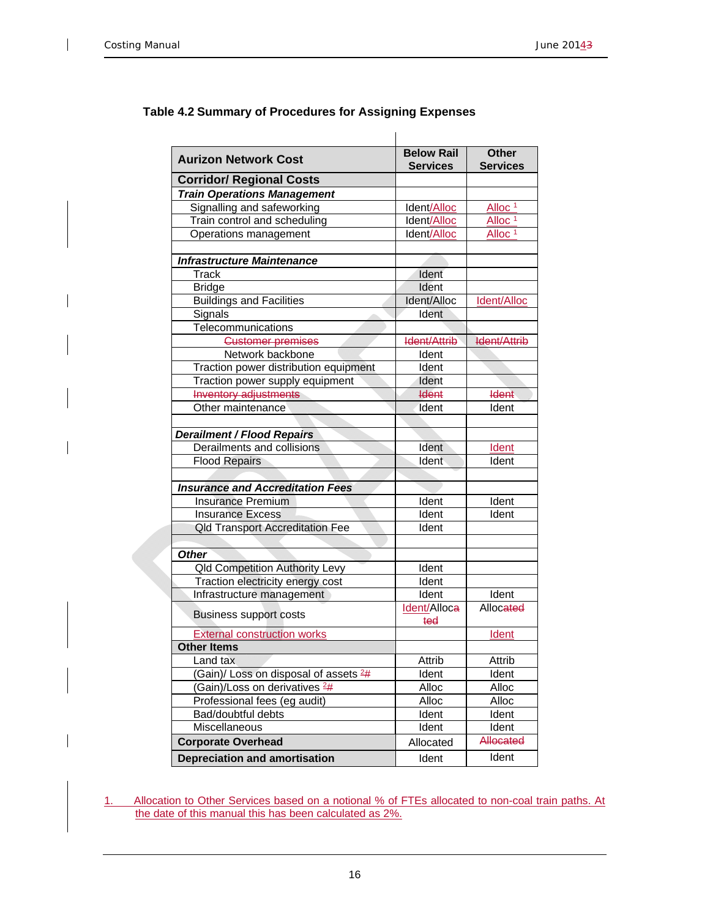### Table 4.2 Summary of Procedures for Assigning Expenses

| Aurizon Network Cost | Below Rail Services | Other Services |
|---|---|---|
| **Corridor/ Regional Costs** | | |
| ***Train Operations Management*** | | |
| Signalling and safeworking | Ident/Alloc | Alloc [1] |
| Train control and scheduling | Ident/Alloc | Alloc [1] |
| Operations management | Ident/Alloc | Alloc [1] |
| | | |
| ***Infrastructure Maintenance*** | | |
| Track | Ident | |
| Bridge | Ident | |
| Buildings and Facilities | Ident/Alloc | Ident/Alloc |
| Signals | Ident | |
| Telecommunications | | |
| ~~Customer premises~~ | ~~Ident/Attrib~~ | ~~Ident/Attrib~~ |
| Network backbone | Ident | |
| Traction power distribution equipment | Ident | |
| Traction power supply equipment | Ident | |
| ~~Inventory adjustments~~ | ~~Ident~~ | ~~Ident~~ |
| Other maintenance | Ident | Ident |
| | | |
| ***Derailment / Flood Repairs*** | | |
| Derailments and collisions | Ident | Ident |
| Flood Repairs | Ident | Ident |
| | | |
| ***Insurance and Accreditation Fees*** | | |
| Insurance Premium | Ident | Ident |
| Insurance Excess | Ident | Ident |
| Qld Transport Accreditation Fee | Ident | |
| | | |
| ***Other*** | | |
| Qld Competition Authority Levy | Ident | |
| Traction electricity energy cost | Ident | |
| Infrastructure management | Ident | Ident |
| Business support costs | Ident/Alloca~~ted~~ | Alloc~~ated~~ |
| External construction works | | Ident |
| **Other Items** | | |
| Land tax | Attrib | Attrib |
| (Gain)/ Loss on disposal of assets [2#] | Ident | Ident |
| (Gain)/Loss on derivatives [2#] | Alloc | Alloc |
| Professional fees (eg audit) | Alloc | Alloc |
| Bad/doubtful debts | Ident | Ident |
| Miscellaneous | Ident | Ident |
| **Corporate Overhead** | Allocated | ~~Allocated~~ |
| **Depreciation and amortisation** | Ident | Ident |

1. Allocation to Other Services based on a notional % of FTEs allocated to non-coal train paths. At the date of this manual this has been calculated as 2%.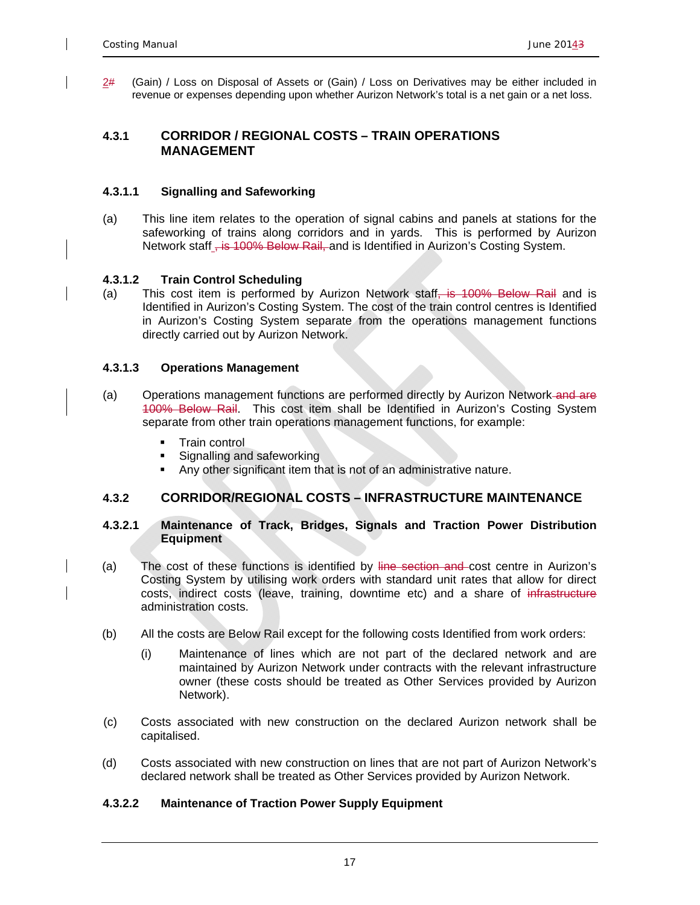2# (Gain) / Loss on Disposal of Assets or (Gain) / Loss on Derivatives may be either included in revenue or expenses depending upon whether Aurizon Network's total is a net gain or a net loss.

### 4.3.1 CORRIDOR / REGIONAL COSTS – TRAIN OPERATIONS MANAGEMENT

#### 4.3.1.1 Signalling and Safeworking

(a) This line item relates to the operation of signal cabins and panels at stations for the safeworking of trains along corridors and in yards. This is performed by Aurizon Network staff , is 100% Below Rail, and is Identified in Aurizon's Costing System.

#### 4.3.1.2 Train Control Scheduling

(a) This cost item is performed by Aurizon Network staff, is 100% Below Rail and is Identified in Aurizon's Costing System. The cost of the train control centres is Identified in Aurizon's Costing System separate from the operations management functions directly carried out by Aurizon Network.

#### 4.3.1.3 Operations Management

(a) Operations management functions are performed directly by Aurizon Network and are 100% Below Rail. This cost item shall be Identified in Aurizon's Costing System separate from other train operations management functions, for example:

- Train control
- Signalling and safeworking
- Any other significant item that is not of an administrative nature.

### 4.3.2 CORRIDOR/REGIONAL COSTS – INFRASTRUCTURE MAINTENANCE

#### 4.3.2.1 Maintenance of Track, Bridges, Signals and Traction Power Distribution Equipment

(a) The cost of these functions is identified by line section and cost centre in Aurizon's Costing System by utilising work orders with standard unit rates that allow for direct costs, indirect costs (leave, training, downtime etc) and a share of infrastructure administration costs.

(b) All the costs are Below Rail except for the following costs Identified from work orders:

(i) Maintenance of lines which are not part of the declared network and are maintained by Aurizon Network under contracts with the relevant infrastructure owner (these costs should be treated as Other Services provided by Aurizon Network).

(c) Costs associated with new construction on the declared Aurizon network shall be capitalised.

(d) Costs associated with new construction on lines that are not part of Aurizon Network's declared network shall be treated as Other Services provided by Aurizon Network.

#### 4.3.2.2 Maintenance of Traction Power Supply Equipment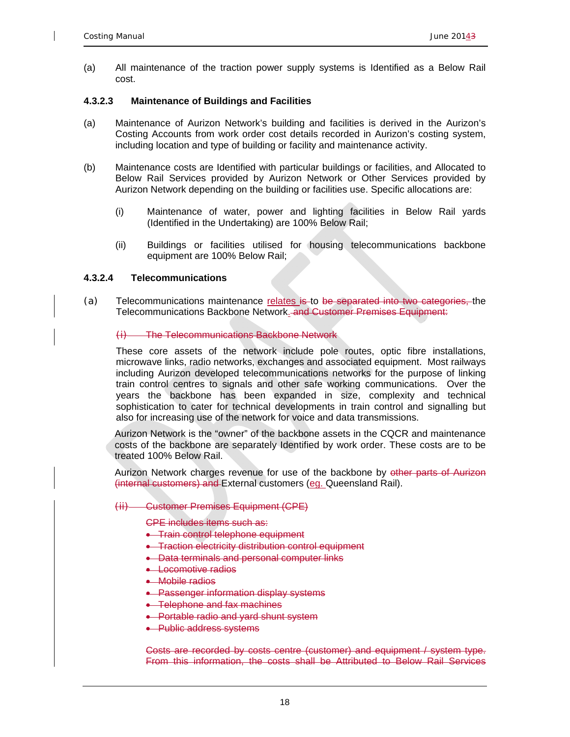(a) All maintenance of the traction power supply systems is Identified as a Below Rail cost.

#### 4.3.2.3 Maintenance of Buildings and Facilities

(a) Maintenance of Aurizon Network's building and facilities is derived in the Aurizon's Costing Accounts from work order cost details recorded in Aurizon's costing system, including location and type of building or facility and maintenance activity.

(b) Maintenance costs are Identified with particular buildings or facilities, and Allocated to Below Rail Services provided by Aurizon Network or Other Services provided by Aurizon Network depending on the building or facilities use. Specific allocations are:

   (i) Maintenance of water, power and lighting facilities in Below Rail yards (Identified in the Undertaking) are 100% Below Rail;

   (ii) Buildings or facilities utilised for housing telecommunications backbone equipment are 100% Below Rail;

#### 4.3.2.4 Telecommunications

(a) Telecommunications maintenance relates ~~is~~ to ~~be separated into two categories,~~ the Telecommunications Backbone Network. ~~and Customer Premises Equipment:~~

~~(i) The Telecommunications Backbone Network~~

These core assets of the network include pole routes, optic fibre installations, microwave links, radio networks, exchanges and associated equipment. Most railways including Aurizon developed telecommunications networks for the purpose of linking train control centres to signals and other safe working communications. Over the years the backbone has been expanded in size, complexity and technical sophistication to cater for technical developments in train control and signalling but also for increasing use of the network for voice and data transmissions.

Aurizon Network is the "owner" of the backbone assets in the CQCR and maintenance costs of the backbone are separately Identified by work order. These costs are to be treated 100% Below Rail.

Aurizon Network charges revenue for use of the backbone by ~~other parts of Aurizon (internal customers) and~~ External customers (eg. Queensland Rail).

~~(ii) Customer Premises Equipment (CPE)~~

~~CPE includes items such as:~~

- ~~Train control telephone equipment~~
- ~~Traction electricity distribution control equipment~~
- ~~Data terminals and personal computer links~~
- ~~Locomotive radios~~
- ~~Mobile radios~~
- ~~Passenger information display systems~~
- ~~Telephone and fax machines~~
- ~~Portable radio and yard shunt system~~
- ~~Public address systems~~

~~Costs are recorded by costs centre (customer) and equipment / system type. From this information, the costs shall be Attributed to Below Rail Services~~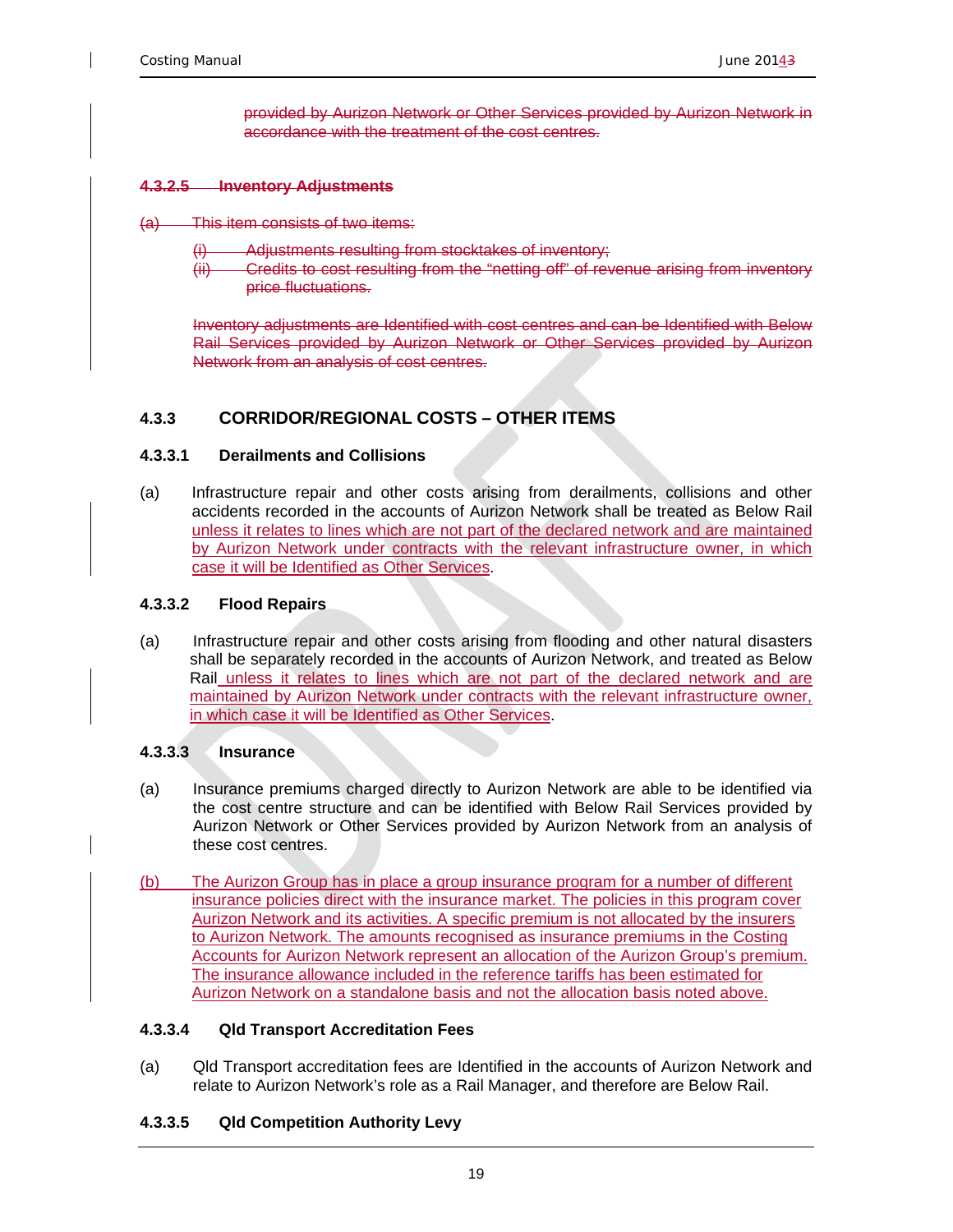provided by Aurizon Network or Other Services provided by Aurizon Network in accordance with the treatment of the cost centres.

#### 4.3.2.5 Inventory Adjustments

(a) This item consists of two items:

- (i) Adjustments resulting from stocktakes of inventory;
- (ii) Credits to cost resulting from the "netting off" of revenue arising from inventory price fluctuations.

Inventory adjustments are Identified with cost centres and can be Identified with Below Rail Services provided by Aurizon Network or Other Services provided by Aurizon Network from an analysis of cost centres.

### 4.3.3 CORRIDOR/REGIONAL COSTS – OTHER ITEMS

#### 4.3.3.1 Derailments and Collisions

(a) Infrastructure repair and other costs arising from derailments, collisions and other accidents recorded in the accounts of Aurizon Network shall be treated as Below Rail unless it relates to lines which are not part of the declared network and are maintained by Aurizon Network under contracts with the relevant infrastructure owner, in which case it will be Identified as Other Services.

#### 4.3.3.2 Flood Repairs

(a) Infrastructure repair and other costs arising from flooding and other natural disasters shall be separately recorded in the accounts of Aurizon Network, and treated as Below Rail unless it relates to lines which are not part of the declared network and are maintained by Aurizon Network under contracts with the relevant infrastructure owner, in which case it will be Identified as Other Services.

#### 4.3.3.3 Insurance

(a) Insurance premiums charged directly to Aurizon Network are able to be identified via the cost centre structure and can be identified with Below Rail Services provided by Aurizon Network or Other Services provided by Aurizon Network from an analysis of these cost centres.

(b) The Aurizon Group has in place a group insurance program for a number of different insurance policies direct with the insurance market. The policies in this program cover Aurizon Network and its activities. A specific premium is not allocated by the insurers to Aurizon Network. The amounts recognised as insurance premiums in the Costing Accounts for Aurizon Network represent an allocation of the Aurizon Group's premium. The insurance allowance included in the reference tariffs has been estimated for Aurizon Network on a standalone basis and not the allocation basis noted above.

#### 4.3.3.4 Qld Transport Accreditation Fees

(a) Qld Transport accreditation fees are Identified in the accounts of Aurizon Network and relate to Aurizon Network's role as a Rail Manager, and therefore are Below Rail.

#### 4.3.3.5 Qld Competition Authority Levy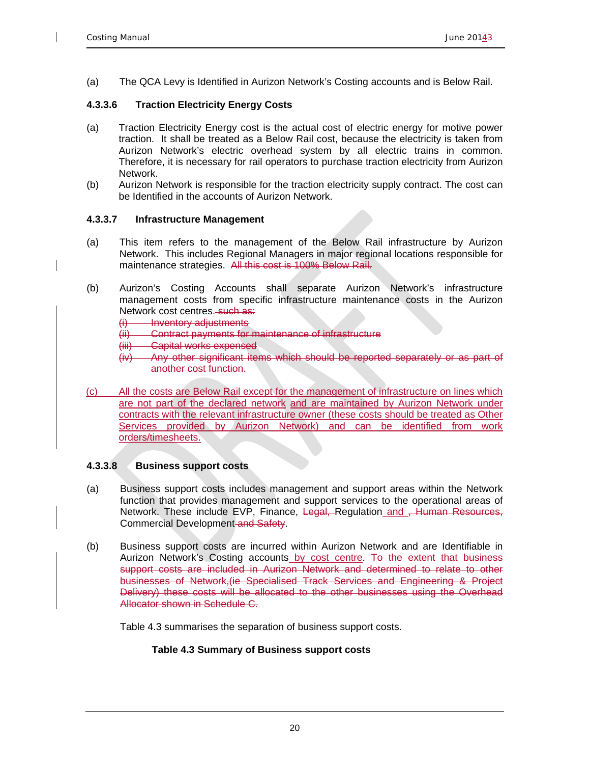(a) The QCA Levy is Identified in Aurizon Network's Costing accounts and is Below Rail.

#### 4.3.3.6 Traction Electricity Energy Costs

(a) Traction Electricity Energy cost is the actual cost of electric energy for motive power traction. It shall be treated as a Below Rail cost, because the electricity is taken from Aurizon Network's electric overhead system by all electric trains in common. Therefore, it is necessary for rail operators to purchase traction electricity from Aurizon Network.

(b) Aurizon Network is responsible for the traction electricity supply contract. The cost can be Identified in the accounts of Aurizon Network.

#### 4.3.3.7 Infrastructure Management

(a) This item refers to the management of the Below Rail infrastructure by Aurizon Network. This includes Regional Managers in major regional locations responsible for maintenance strategies. ~~All this cost is 100% Below Rail.~~

(b) Aurizon's Costing Accounts shall separate Aurizon Network's infrastructure management costs from specific infrastructure maintenance costs in the Aurizon Network cost centres.~~, such as:~~

~~(i) Inventory adjustments~~

~~(ii) Contract payments for maintenance of infrastructure~~

~~(iii) Capital works expensed~~

~~(iv) Any other significant items which should be reported separately or as part of another cost function.~~

(c) All the costs are Below Rail except for the management of infrastructure on lines which are not part of the declared network and are maintained by Aurizon Network under contracts with the relevant infrastructure owner (these costs should be treated as Other Services provided by Aurizon Network) and can be identified from work orders/timesheets.

#### 4.3.3.8 Business support costs

(a) Business support costs includes management and support areas within the Network function that provides management and support services to the operational areas of Network. These include EVP, Finance, ~~Legal,~~ Regulation and ~~, Human Resources,~~ Commercial Development ~~and Safety~~.

(b) Business support costs are incurred within Aurizon Network and are Identifiable in Aurizon Network's Costing accounts by cost centre. ~~To the extent that business support costs are included in Aurizon Network and determined to relate to other businesses of Network,(ie Specialised Track Services and Engineering & Project Delivery) these costs will be allocated to the other businesses using the Overhead Allocator shown in Schedule C.~~

Table 4.3 summarises the separation of business support costs.

**Table 4.3 Summary of Business support costs**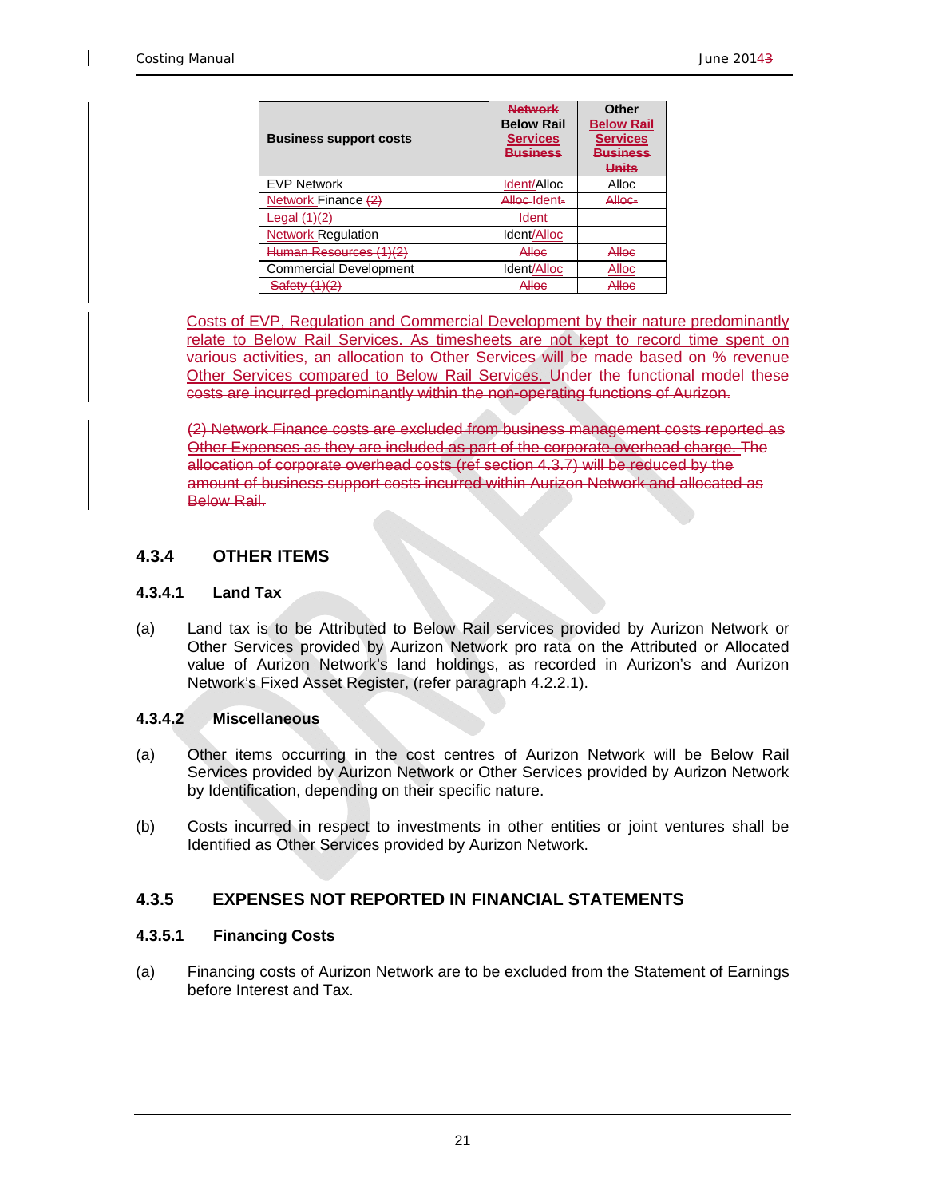| Business support costs | Network Below Rail Services Business | Other Below Rail Services Business Units |
|---|---|---|
| EVP Network | Ident/Alloc | Alloc |
| Network Finance (2) | Alloc Ident | Alloc |
| Legal (1)(2) | Ident | |
| Network Regulation | Ident/Alloc | |
| Human Resources (1)(2) | Alloc | Alloc |
| Commercial Development | Ident/Alloc | Alloc |
| Safety (1)(2) | Alloc | Alloc |

Costs of EVP, Regulation and Commercial Development by their nature predominantly relate to Below Rail Services. As timesheets are not kept to record time spent on various activities, an allocation to Other Services will be made based on % revenue Other Services compared to Below Rail Services. Under the functional model these costs are incurred predominantly within the non-operating functions of Aurizon.

(2) Network Finance costs are excluded from business management costs reported as Other Expenses as they are included as part of the corporate overhead charge. The allocation of corporate overhead costs (ref section 4.3.7) will be reduced by the amount of business support costs incurred within Aurizon Network and allocated as Below Rail.

### 4.3.4 OTHER ITEMS

#### 4.3.4.1 Land Tax

(a) Land tax is to be Attributed to Below Rail services provided by Aurizon Network or Other Services provided by Aurizon Network pro rata on the Attributed or Allocated value of Aurizon Network's land holdings, as recorded in Aurizon's and Aurizon Network's Fixed Asset Register, (refer paragraph 4.2.2.1).

#### 4.3.4.2 Miscellaneous

(a) Other items occurring in the cost centres of Aurizon Network will be Below Rail Services provided by Aurizon Network or Other Services provided by Aurizon Network by Identification, depending on their specific nature.

(b) Costs incurred in respect to investments in other entities or joint ventures shall be Identified as Other Services provided by Aurizon Network.

### 4.3.5 EXPENSES NOT REPORTED IN FINANCIAL STATEMENTS

#### 4.3.5.1 Financing Costs

(a) Financing costs of Aurizon Network are to be excluded from the Statement of Earnings before Interest and Tax.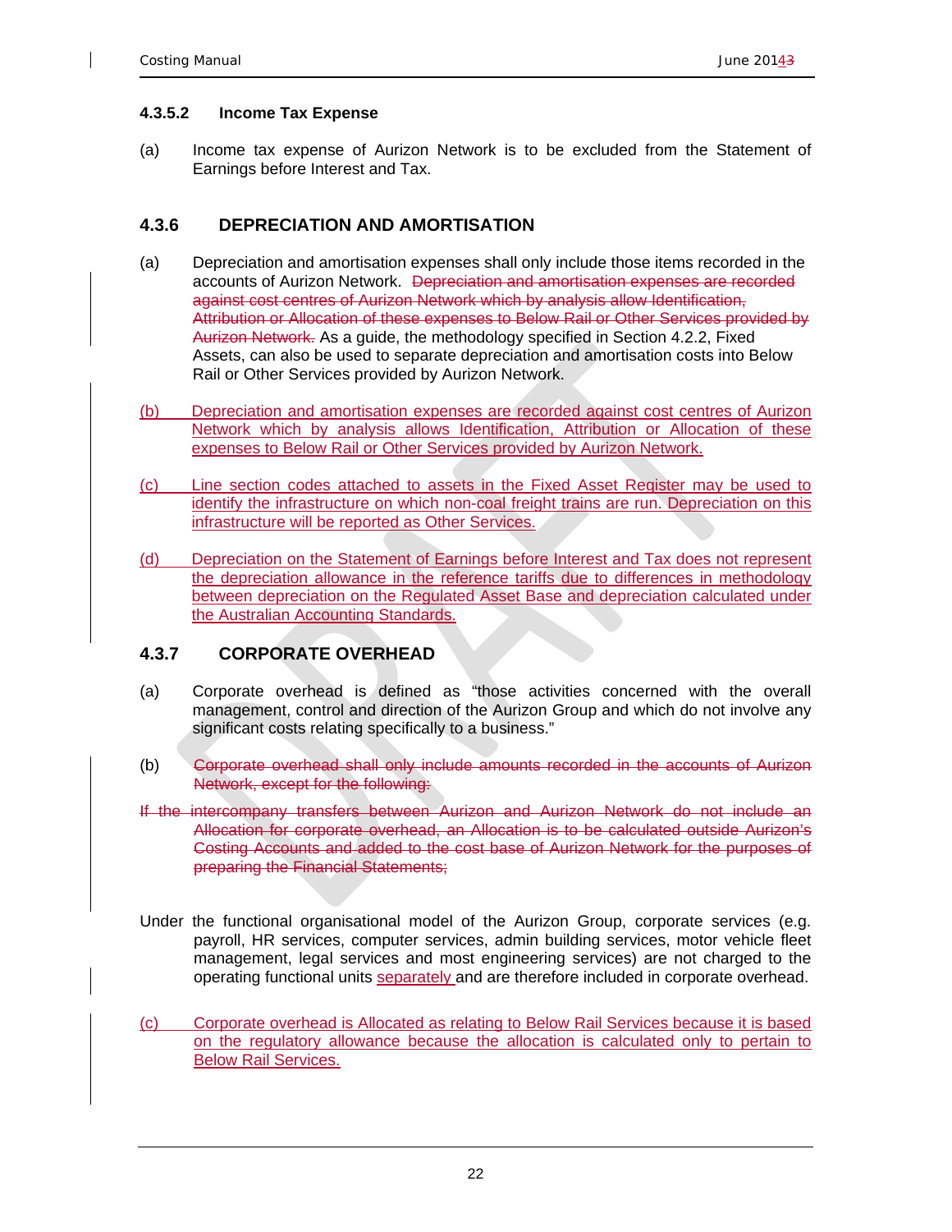#### 4.3.5.2 Income Tax Expense

(a) Income tax expense of Aurizon Network is to be excluded from the Statement of Earnings before Interest and Tax.

### 4.3.6 DEPRECIATION AND AMORTISATION

(a) Depreciation and amortisation expenses shall only include those items recorded in the accounts of Aurizon Network. ~~Depreciation and amortisation expenses are recorded against cost centres of Aurizon Network which by analysis allow Identification, Attribution or Allocation of these expenses to Below Rail or Other Services provided by Aurizon Network.~~ As a guide, the methodology specified in Section 4.2.2, Fixed Assets, can also be used to separate depreciation and amortisation costs into Below Rail or Other Services provided by Aurizon Network.

(b) Depreciation and amortisation expenses are recorded against cost centres of Aurizon Network which by analysis allows Identification, Attribution or Allocation of these expenses to Below Rail or Other Services provided by Aurizon Network.

(c) Line section codes attached to assets in the Fixed Asset Register may be used to identify the infrastructure on which non-coal freight trains are run. Depreciation on this infrastructure will be reported as Other Services.

(d) Depreciation on the Statement of Earnings before Interest and Tax does not represent the depreciation allowance in the reference tariffs due to differences in methodology between depreciation on the Regulated Asset Base and depreciation calculated under the Australian Accounting Standards.

### 4.3.7 CORPORATE OVERHEAD

(a) Corporate overhead is defined as "those activities concerned with the overall management, control and direction of the Aurizon Group and which do not involve any significant costs relating specifically to a business."

(b) ~~Corporate overhead shall only include amounts recorded in the accounts of Aurizon Network, except for the following:~~

~~If the intercompany transfers between Aurizon and Aurizon Network do not include an Allocation for corporate overhead, an Allocation is to be calculated outside Aurizon's Costing Accounts and added to the cost base of Aurizon Network for the purposes of preparing the Financial Statements;~~

Under the functional organisational model of the Aurizon Group, corporate services (e.g. payroll, HR services, computer services, admin building services, motor vehicle fleet management, legal services and most engineering services) are not charged to the operating functional units separately and are therefore included in corporate overhead.

(c) Corporate overhead is Allocated as relating to Below Rail Services because it is based on the regulatory allowance because the allocation is calculated only to pertain to Below Rail Services.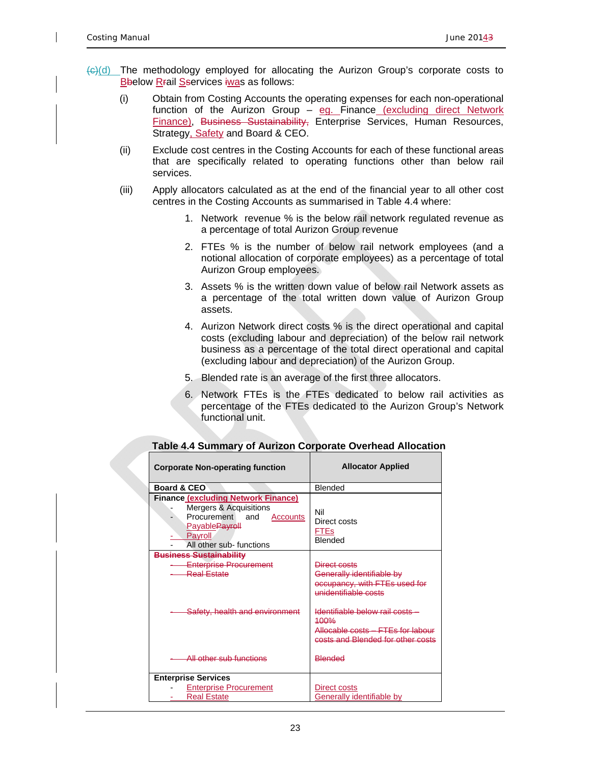(c)(d) The methodology employed for allocating the Aurizon Group's corporate costs to Below Rail Services was as follows:

(i) Obtain from Costing Accounts the operating expenses for each non-operational function of the Aurizon Group – eg. Finance (excluding direct Network Finance), ~~Business Sustainability,~~ Enterprise Services, Human Resources, Strategy, Safety and Board & CEO.

(ii) Exclude cost centres in the Costing Accounts for each of these functional areas that are specifically related to operating functions other than below rail services.

(iii) Apply allocators calculated as at the end of the financial year to all other cost centres in the Costing Accounts as summarised in Table 4.4 where:

1. Network revenue % is the below rail network regulated revenue as a percentage of total Aurizon Group revenue
2. FTEs % is the number of below rail network employees (and a notional allocation of corporate employees) as a percentage of total Aurizon Group employees.
3. Assets % is the written down value of below rail Network assets as a percentage of the total written down value of Aurizon Group assets.
4. Aurizon Network direct costs % is the direct operational and capital costs (excluding labour and depreciation) of the below rail network business as a percentage of the total direct operational and capital (excluding labour and depreciation) of the Aurizon Group.
5. Blended rate is an average of the first three allocators.
6. Network FTEs is the FTEs dedicated to below rail activities as percentage of the FTEs dedicated to the Aurizon Group's Network functional unit.

**Table 4.4 Summary of Aurizon Corporate Overhead Allocation**

| Corporate Non-operating function | Allocator Applied |
|---|---|
| **Board & CEO** | Blended |
| **Finance (excluding Network Finance)**<br>- Mergers & Acquisitions<br>- Procurement and Accounts Payable~~Payroll~~<br>- Payroll<br>- All other sub- functions | Nil<br>Direct costs<br>FTEs<br>Blended |
| ~~**Business Sustainability**~~<br>~~- Enterprise Procurement~~<br>~~- Real Estate~~<br><br>~~- Safety, health and environment~~<br><br>~~- All other sub functions~~ | ~~Direct costs~~<br>~~Generally identifiable by occupancy, with FTEs used for unidentifiable costs~~<br>~~Identifiable below rail costs – 100%~~<br>~~Allocable costs – FTEs for labour costs and Blended for other costs~~<br>~~Blended~~ |
| **Enterprise Services**<br>- Enterprise Procurement<br>- Real Estate | Direct costs<br>Generally identifiable by |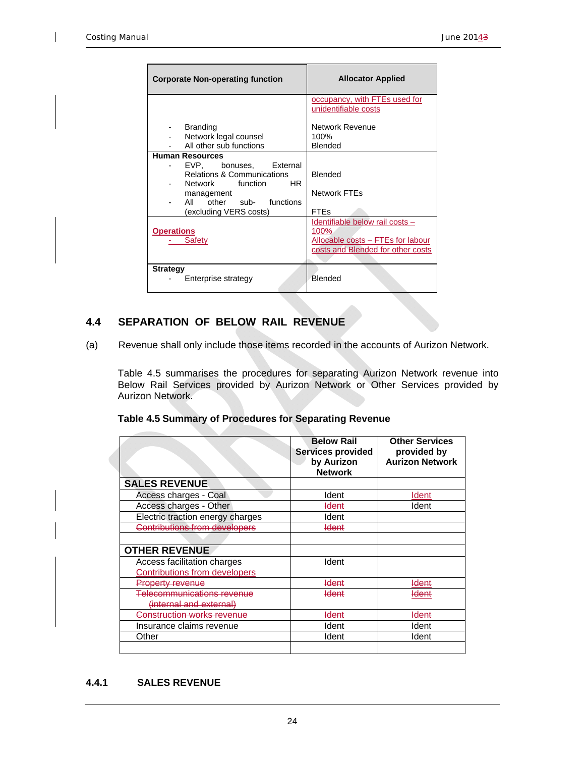| Corporate Non-operating function | Allocator Applied |
|---|---|
| | occupancy, with FTEs used for unidentifiable costs |
| - Branding<br>- Network legal counsel<br>- All other sub functions | Network Revenue<br>100%<br>Blended |
| **Human Resources**<br>- EVP, bonuses, External Relations & Communications<br>- Network function HR management<br>- All other sub- functions (excluding VERS costs) | Blended<br>Network FTEs<br>FTEs |
| **Operations**<br>- Safety | Identifiable below rail costs – 100%<br>Allocable costs – FTEs for labour costs and Blended for other costs |
| **Strategy**<br>- Enterprise strategy | Blended |

## 4.4 SEPARATION OF BELOW RAIL REVENUE

(a) Revenue shall only include those items recorded in the accounts of Aurizon Network.

Table 4.5 summarises the procedures for separating Aurizon Network revenue into Below Rail Services provided by Aurizon Network or Other Services provided by Aurizon Network.

**Table 4.5 Summary of Procedures for Separating Revenue**

| | Below Rail Services provided by Aurizon Network | Other Services provided by Aurizon Network |
|---|---|---|
| **SALES REVENUE** | | |
| Access charges - Coal | Ident | Ident |
| Access charges - Other | ~~Ident~~ | Ident |
| Electric traction energy charges | Ident | |
| ~~Contributions from developers~~ | ~~Ident~~ | |
| | | |
| **OTHER REVENUE** | | |
| Access facilitation charges<br>Contributions from developers | Ident | |
| ~~Property revenue~~ | ~~Ident~~ | ~~Ident~~ |
| ~~Telecommunications revenue (internal and external)~~ | ~~Ident~~ | ~~Ident~~ |
| ~~Construction works revenue~~ | ~~Ident~~ | ~~Ident~~ |
| Insurance claims revenue | Ident | Ident |
| Other | Ident | Ident |
| | | |

### 4.4.1 SALES REVENUE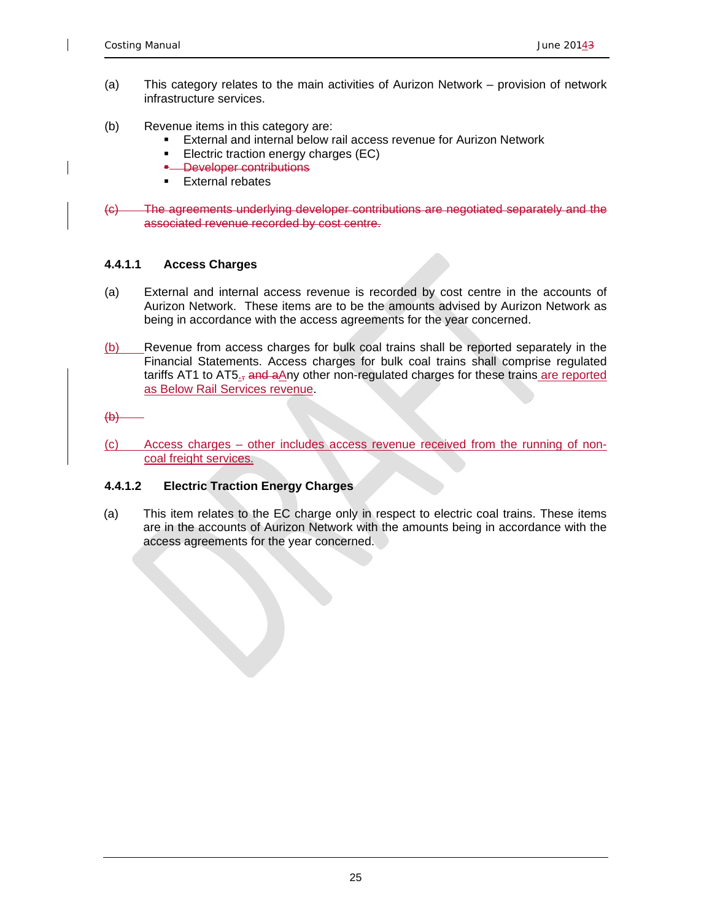(a) This category relates to the main activities of Aurizon Network – provision of network infrastructure services.

(b) Revenue items in this category are:
- External and internal below rail access revenue for Aurizon Network
- Electric traction energy charges (EC)
- ~~Developer contributions~~
- External rebates

~~(c) The agreements underlying developer contributions are negotiated separately and the associated revenue recorded by cost centre.~~

#### 4.4.1.1 Access Charges

(a) External and internal access revenue is recorded by cost centre in the accounts of Aurizon Network. These items are to be the amounts advised by Aurizon Network as being in accordance with the access agreements for the year concerned.

(b) Revenue from access charges for bulk coal trains shall be reported separately in the Financial Statements. Access charges for bulk coal trains shall comprise regulated tariffs AT1 to AT5.~~,~~ ~~and a~~Any other non-regulated charges for these trains are reported as Below Rail Services revenue.

~~(b)~~

(c) Access charges – other includes access revenue received from the running of non-coal freight services.

#### 4.4.1.2 Electric Traction Energy Charges

(a) This item relates to the EC charge only in respect to electric coal trains. These items are in the accounts of Aurizon Network with the amounts being in accordance with the access agreements for the year concerned.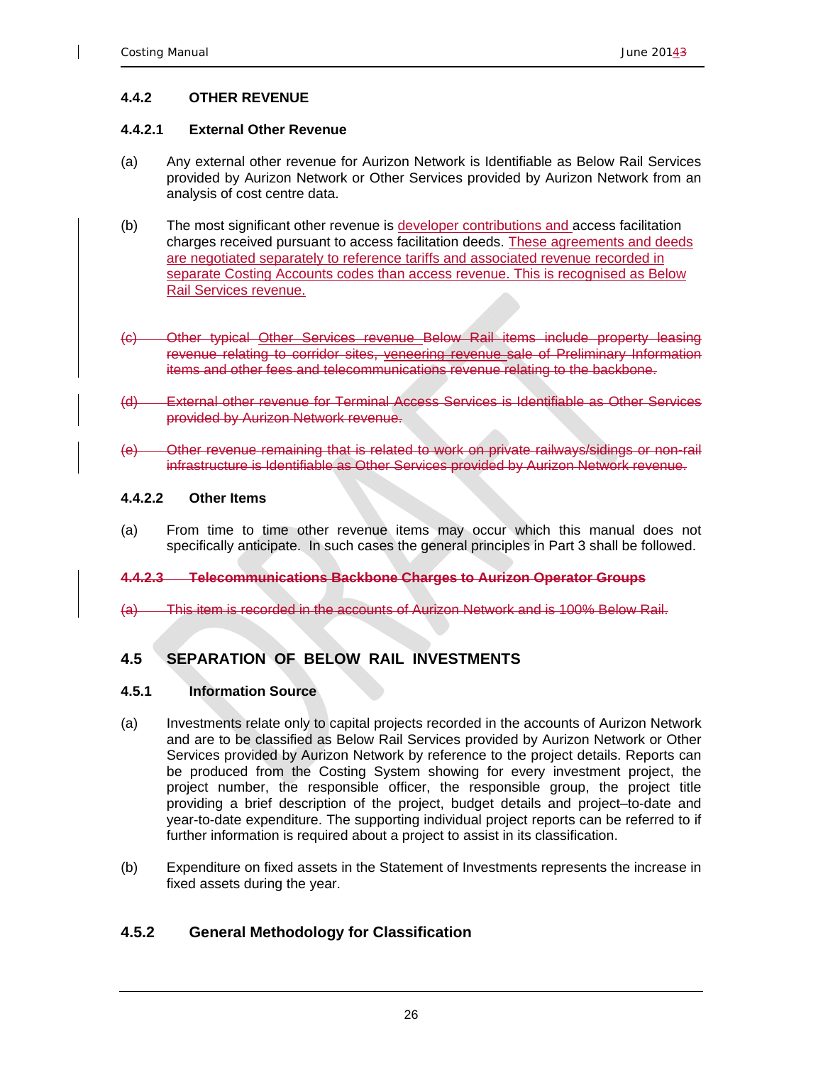### 4.4.2 OTHER REVENUE

#### 4.4.2.1 External Other Revenue

(a) Any external other revenue for Aurizon Network is Identifiable as Below Rail Services provided by Aurizon Network or Other Services provided by Aurizon Network from an analysis of cost centre data.

(b) The most significant other revenue is developer contributions and access facilitation charges received pursuant to access facilitation deeds. These agreements and deeds are negotiated separately to reference tariffs and associated revenue recorded in separate Costing Accounts codes than access revenue. This is recognised as Below Rail Services revenue.

~~(c) Other typical Other Services revenue Below Rail items include property leasing revenue relating to corridor sites, veneering revenue sale of Preliminary Information items and other fees and telecommunications revenue relating to the backbone.~~

~~(d) External other revenue for Terminal Access Services is Identifiable as Other Services provided by Aurizon Network revenue.~~

~~(e) Other revenue remaining that is related to work on private railways/sidings or non-rail infrastructure is Identifiable as Other Services provided by Aurizon Network revenue.~~

#### 4.4.2.2 Other Items

(a) From time to time other revenue items may occur which this manual does not specifically anticipate. In such cases the general principles in Part 3 shall be followed.

~~**4.4.2.3 Telecommunications Backbone Charges to Aurizon Operator Groups**~~

~~(a) This item is recorded in the accounts of Aurizon Network and is 100% Below Rail.~~

## 4.5 SEPARATION OF BELOW RAIL INVESTMENTS

### 4.5.1 Information Source

(a) Investments relate only to capital projects recorded in the accounts of Aurizon Network and are to be classified as Below Rail Services provided by Aurizon Network or Other Services provided by Aurizon Network by reference to the project details. Reports can be produced from the Costing System showing for every investment project, the project number, the responsible officer, the responsible group, the project title providing a brief description of the project, budget details and project–to-date and year-to-date expenditure. The supporting individual project reports can be referred to if further information is required about a project to assist in its classification.

(b) Expenditure on fixed assets in the Statement of Investments represents the increase in fixed assets during the year.

### 4.5.2 General Methodology for Classification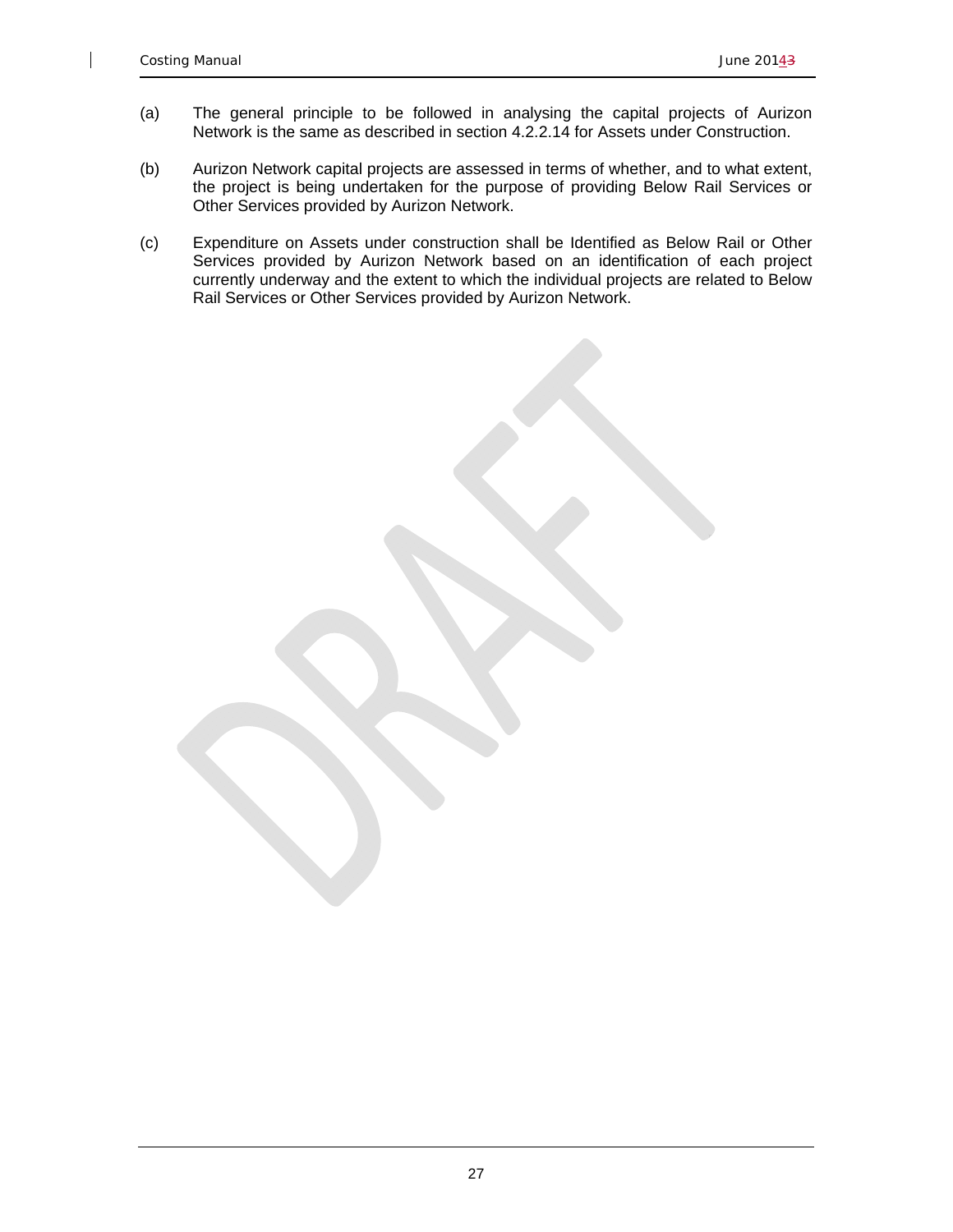(a) The general principle to be followed in analysing the capital projects of Aurizon Network is the same as described in section 4.2.2.14 for Assets under Construction.

(b) Aurizon Network capital projects are assessed in terms of whether, and to what extent, the project is being undertaken for the purpose of providing Below Rail Services or Other Services provided by Aurizon Network.

(c) Expenditure on Assets under construction shall be Identified as Below Rail or Other Services provided by Aurizon Network based on an identification of each project currently underway and the extent to which the individual projects are related to Below Rail Services or Other Services provided by Aurizon Network.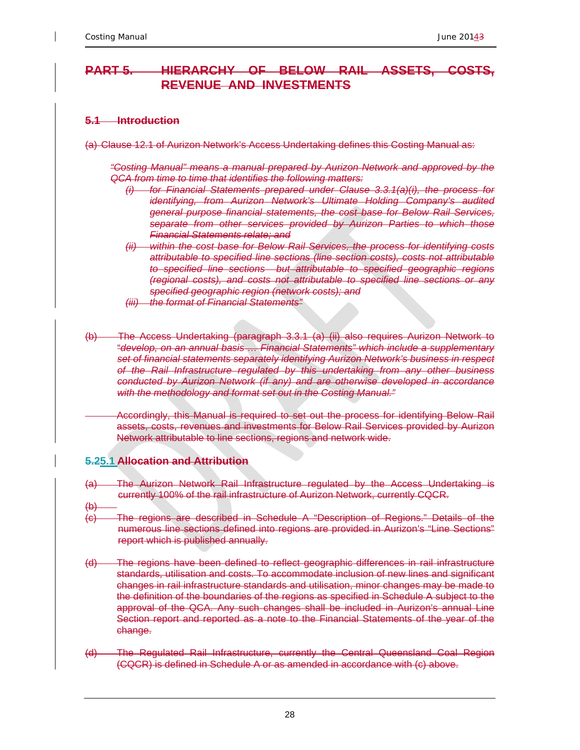# PART 5. HIERARCHY OF BELOW RAIL ASSETS, COSTS, REVENUE AND INVESTMENTS

## 5.1 Introduction

(a) Clause 12.1 of Aurizon Network's Access Undertaking defines this Costing Manual as:

*"Costing Manual" means a manual prepared by Aurizon Network and approved by the QCA from time to time that identifies the following matters:*

- *(i) for Financial Statements prepared under Clause 3.3.1(a)(i), the process for identifying, from Aurizon Network's Ultimate Holding Company's audited general purpose financial statements, the cost base for Below Rail Services, separate from other services provided by Aurizon Parties to which those Financial Statements relate; and*
- *(ii) within the cost base for Below Rail Services, the process for identifying costs attributable to specified line sections (line section costs), costs not attributable to specified line sections but attributable to specified geographic regions (regional costs), and costs not attributable to specified line sections or any specified geographic region (network costs); and*
- *(iii) the format of Financial Statements"*

(b) The Access Undertaking (paragraph 3.3.1 (a) (ii) also requires Aurizon Network to "*develop, on an annual basis … Financial Statements" which include a supplementary set of financial statements separately identifying Aurizon Network's business in respect of the Rail Infrastructure regulated by this undertaking from any other business conducted by Aurizon Network (if any) and are otherwise developed in accordance with the methodology and format set out in the Costing Manual."*

Accordingly, this Manual is required to set out the process for identifying Below Rail assets, costs, revenues and investments for Below Rail Services provided by Aurizon Network attributable to line sections, regions and network wide.

## 5.25.1 Allocation and Attribution

(a) The Aurizon Network Rail Infrastructure regulated by the Access Undertaking is currently 100% of the rail infrastructure of Aurizon Network, currently CQCR.

(b)

(c) The regions are described in Schedule A "Description of Regions." Details of the numerous line sections defined into regions are provided in Aurizon's "Line Sections" report which is published annually.

(d) The regions have been defined to reflect geographic differences in rail infrastructure standards, utilisation and costs. To accommodate inclusion of new lines and significant changes in rail infrastructure standards and utilisation, minor changes may be made to the definition of the boundaries of the regions as specified in Schedule A subject to the approval of the QCA. Any such changes shall be included in Aurizon's annual Line Section report and reported as a note to the Financial Statements of the year of the change.

(d) The Regulated Rail Infrastructure, currently the Central Queensland Coal Region (CQCR) is defined in Schedule A or as amended in accordance with (c) above.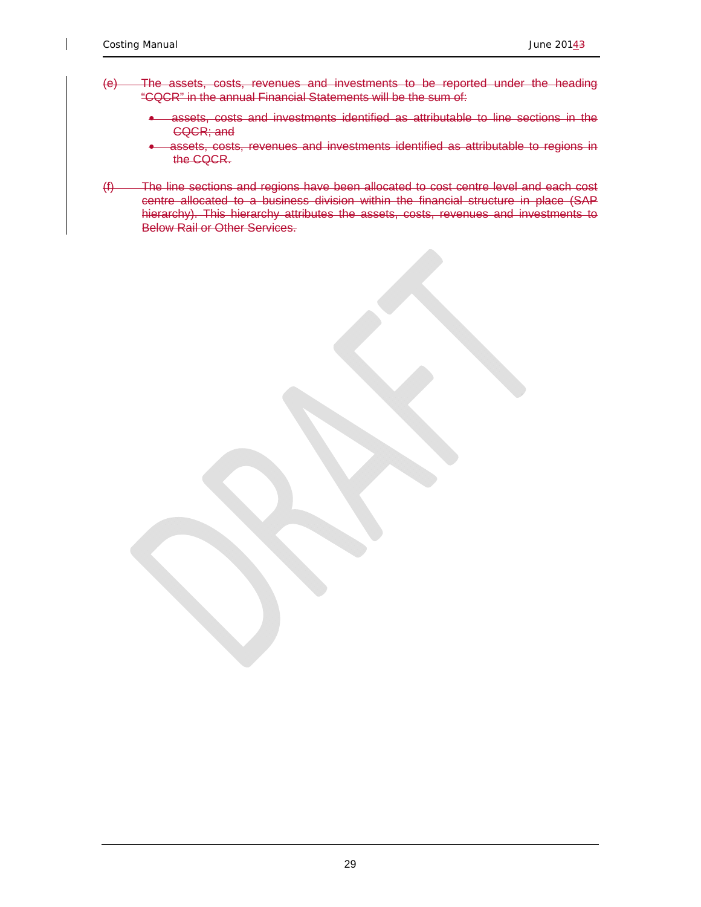~~(e) The assets, costs, revenues and investments to be reported under the heading "CQCR" in the annual Financial Statements will be the sum of:~~

- ~~assets, costs and investments identified as attributable to line sections in the CQCR; and~~
- ~~assets, costs, revenues and investments identified as attributable to regions in the CQCR.~~

~~(f) The line sections and regions have been allocated to cost centre level and each cost centre allocated to a business division within the financial structure in place (SAP hierarchy). This hierarchy attributes the assets, costs, revenues and investments to Below Rail or Other Services.~~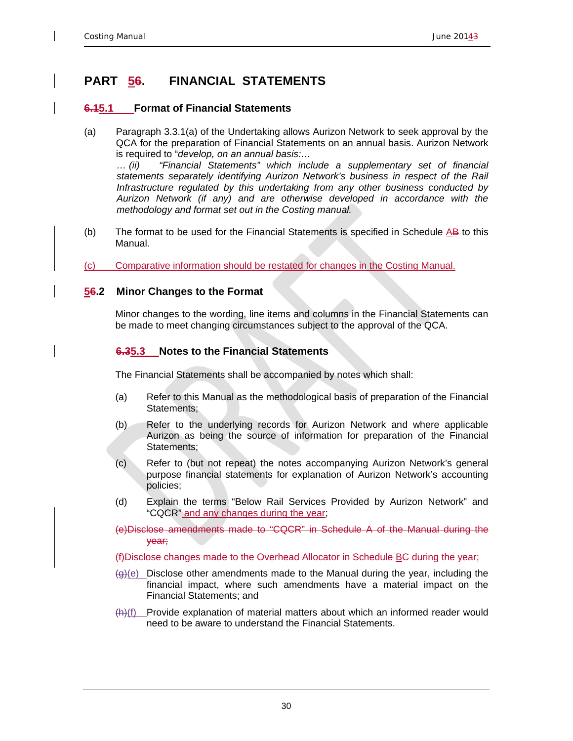# PART 56. FINANCIAL STATEMENTS

## 6.15.1 Format of Financial Statements

(a) Paragraph 3.3.1(a) of the Undertaking allows Aurizon Network to seek approval by the QCA for the preparation of Financial Statements on an annual basis. Aurizon Network is required to "*develop, on an annual basis:…*

*… (ii) "Financial Statements" which include a supplementary set of financial statements separately identifying Aurizon Network's business in respect of the Rail Infrastructure regulated by this undertaking from any other business conducted by Aurizon Network (if any) and are otherwise developed in accordance with the methodology and format set out in the Costing manual.*

(b) The format to be used for the Financial Statements is specified in Schedule AB to this Manual.

(c) Comparative information should be restated for changes in the Costing Manual.

## 56.2 Minor Changes to the Format

Minor changes to the wording, line items and columns in the Financial Statements can be made to meet changing circumstances subject to the approval of the QCA.

### 6.35.3 Notes to the Financial Statements

The Financial Statements shall be accompanied by notes which shall:

(a) Refer to this Manual as the methodological basis of preparation of the Financial Statements;

(b) Refer to the underlying records for Aurizon Network and where applicable Aurizon as being the source of information for preparation of the Financial Statements;

(c) Refer to (but not repeat) the notes accompanying Aurizon Network's general purpose financial statements for explanation of Aurizon Network's accounting policies;

(d) Explain the terms "Below Rail Services Provided by Aurizon Network" and "CQCR" and any changes during the year;

~~(e)Disclose amendments made to "CQCR" in Schedule A of the Manual during the year;~~

~~(f)Disclose changes made to the Overhead Allocator in Schedule BC during the year;~~

(g)(e) Disclose other amendments made to the Manual during the year, including the financial impact, where such amendments have a material impact on the Financial Statements; and

(h)(f) Provide explanation of material matters about which an informed reader would need to be aware to understand the Financial Statements.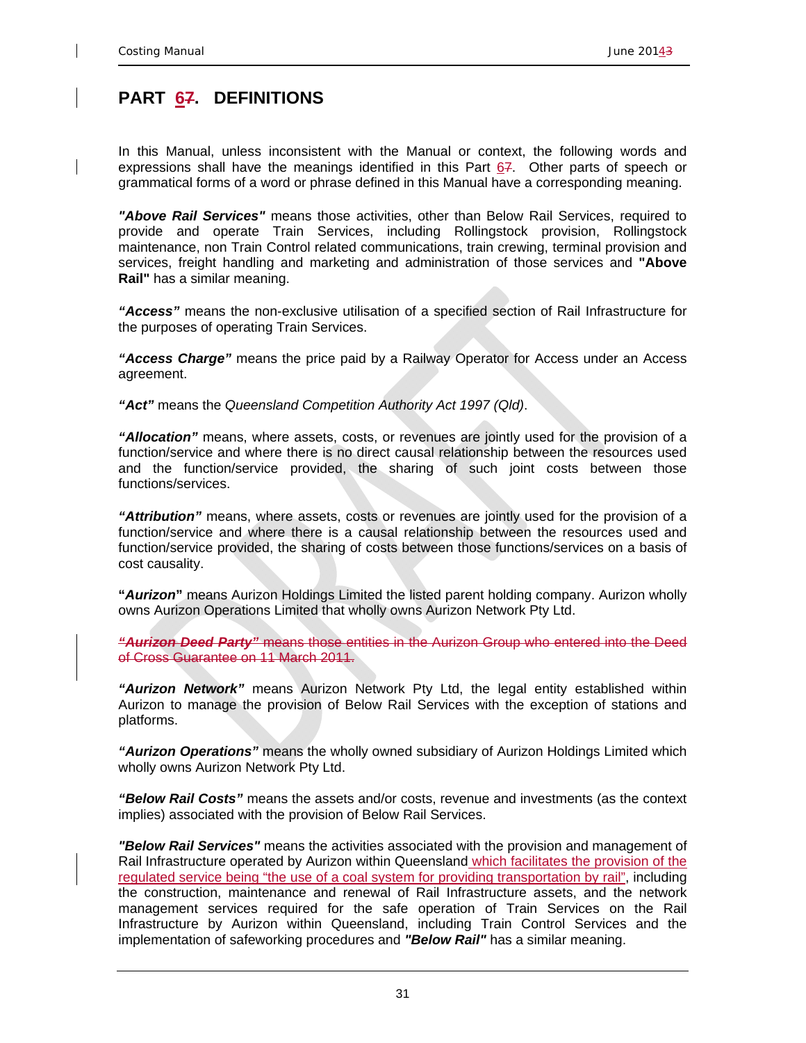# PART ~~7~~6. DEFINITIONS

In this Manual, unless inconsistent with the Manual or context, the following words and expressions shall have the meanings identified in this Part ~~7~~6. Other parts of speech or grammatical forms of a word or phrase defined in this Manual have a corresponding meaning.

***"Above Rail Services"*** means those activities, other than Below Rail Services, required to provide and operate Train Services, including Rollingstock provision, Rollingstock maintenance, non Train Control related communications, train crewing, terminal provision and services, freight handling and marketing and administration of those services and **"Above Rail"** has a similar meaning.

***"Access"*** means the non-exclusive utilisation of a specified section of Rail Infrastructure for the purposes of operating Train Services.

***"Access Charge"*** means the price paid by a Railway Operator for Access under an Access agreement.

***"Act"*** means the *Queensland Competition Authority Act 1997 (Qld)*.

***"Allocation"*** means, where assets, costs, or revenues are jointly used for the provision of a function/service and where there is no direct causal relationship between the resources used and the function/service provided, the sharing of such joint costs between those functions/services.

***"Attribution"*** means, where assets, costs or revenues are jointly used for the provision of a function/service and where there is a causal relationship between the resources used and function/service provided, the sharing of costs between those functions/services on a basis of cost causality.

**"*Aurizon*"** means Aurizon Holdings Limited the listed parent holding company. Aurizon wholly owns Aurizon Operations Limited that wholly owns Aurizon Network Pty Ltd.

~~***"Aurizon Deed Party"*** means those entities in the Aurizon Group who entered into the Deed of Cross Guarantee on 11 March 2011.~~

***"Aurizon Network"*** means Aurizon Network Pty Ltd, the legal entity established within Aurizon to manage the provision of Below Rail Services with the exception of stations and platforms.

***"Aurizon Operations"*** means the wholly owned subsidiary of Aurizon Holdings Limited which wholly owns Aurizon Network Pty Ltd.

***"Below Rail Costs"*** means the assets and/or costs, revenue and investments (as the context implies) associated with the provision of Below Rail Services.

***"Below Rail Services"*** means the activities associated with the provision and management of Rail Infrastructure operated by Aurizon within Queensland which facilitates the provision of the regulated service being "the use of a coal system for providing transportation by rail", including the construction, maintenance and renewal of Rail Infrastructure assets, and the network management services required for the safe operation of Train Services on the Rail Infrastructure by Aurizon within Queensland, including Train Control Services and the implementation of safeworking procedures and ***"Below Rail"*** has a similar meaning.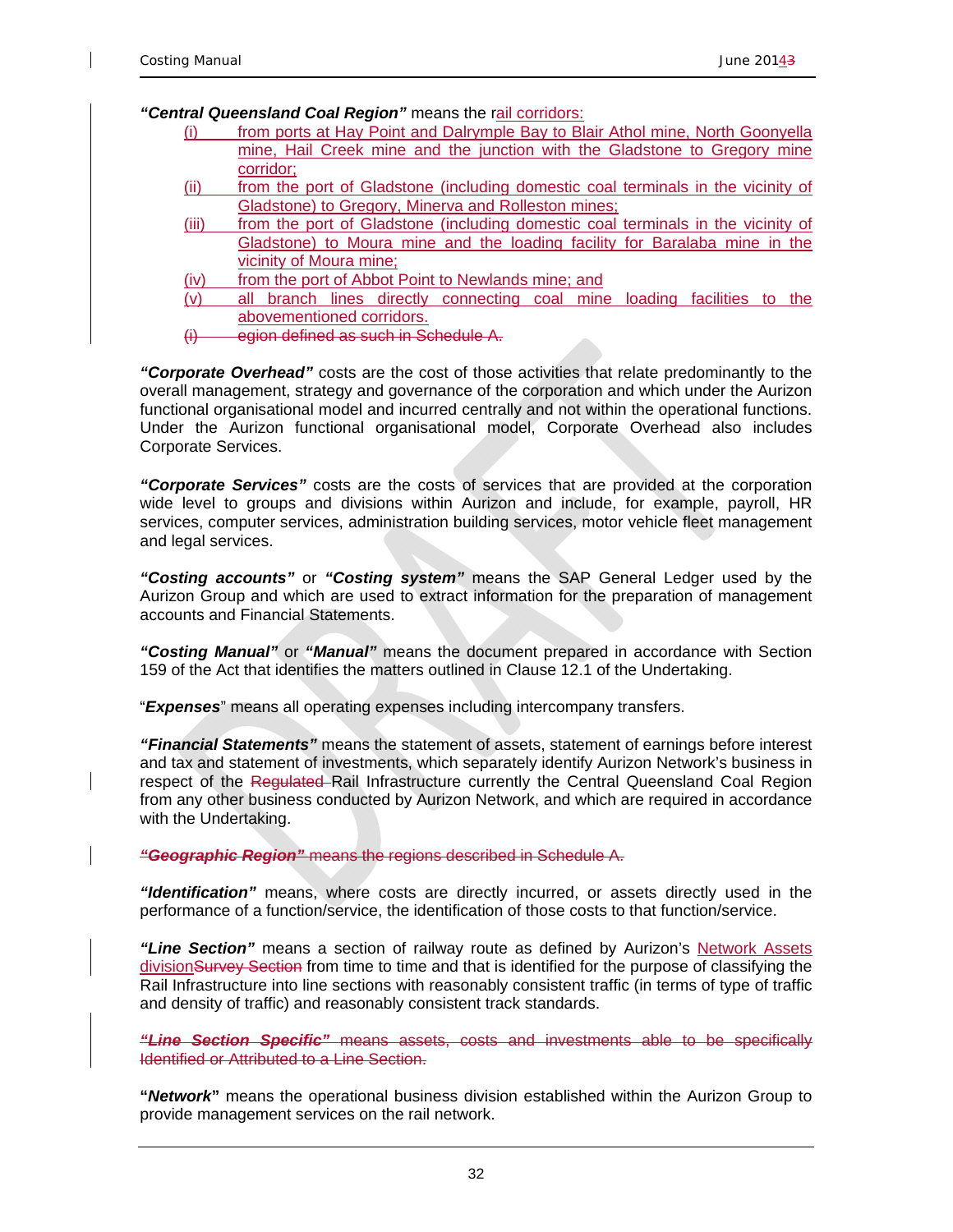***"Central Queensland Coal Region"*** means the rail corridors:

(i) from ports at Hay Point and Dalrymple Bay to Blair Athol mine, North Goonyella mine, Hail Creek mine and the junction with the Gladstone to Gregory mine corridor;

(ii) from the port of Gladstone (including domestic coal terminals in the vicinity of Gladstone) to Gregory, Minerva and Rolleston mines;

(iii) from the port of Gladstone (including domestic coal terminals in the vicinity of Gladstone) to Moura mine and the loading facility for Baralaba mine in the vicinity of Moura mine;

(iv) from the port of Abbot Point to Newlands mine; and

(v) all branch lines directly connecting coal mine loading facilities to the abovementioned corridors.

~~(i) egion defined as such in Schedule A.~~

***"Corporate Overhead"*** costs are the cost of those activities that relate predominantly to the overall management, strategy and governance of the corporation and which under the Aurizon functional organisational model and incurred centrally and not within the operational functions. Under the Aurizon functional organisational model, Corporate Overhead also includes Corporate Services.

***"Corporate Services"*** costs are the costs of services that are provided at the corporation wide level to groups and divisions within Aurizon and include, for example, payroll, HR services, computer services, administration building services, motor vehicle fleet management and legal services.

***"Costing accounts"*** or ***"Costing system"*** means the SAP General Ledger used by the Aurizon Group and which are used to extract information for the preparation of management accounts and Financial Statements.

***"Costing Manual"*** or ***"Manual"*** means the document prepared in accordance with Section 159 of the Act that identifies the matters outlined in Clause 12.1 of the Undertaking.

"***Expenses***" means all operating expenses including intercompany transfers.

***"Financial Statements"*** means the statement of assets, statement of earnings before interest and tax and statement of investments, which separately identify Aurizon Network's business in respect of the ~~Regulated~~ Rail Infrastructure currently the Central Queensland Coal Region from any other business conducted by Aurizon Network, and which are required in accordance with the Undertaking.

~~***"Geographic Region"*** means the regions described in Schedule A.~~

***"Identification"*** means, where costs are directly incurred, or assets directly used in the performance of a function/service, the identification of those costs to that function/service.

***"Line Section"*** means a section of railway route as defined by Aurizon's Network Assets division~~Survey Section~~ from time to time and that is identified for the purpose of classifying the Rail Infrastructure into line sections with reasonably consistent traffic (in terms of type of traffic and density of traffic) and reasonably consistent track standards.

~~***"Line Section Specific"*** means assets, costs and investments able to be specifically Identified or Attributed to a Line Section.~~

**"Network"** means the operational business division established within the Aurizon Group to provide management services on the rail network.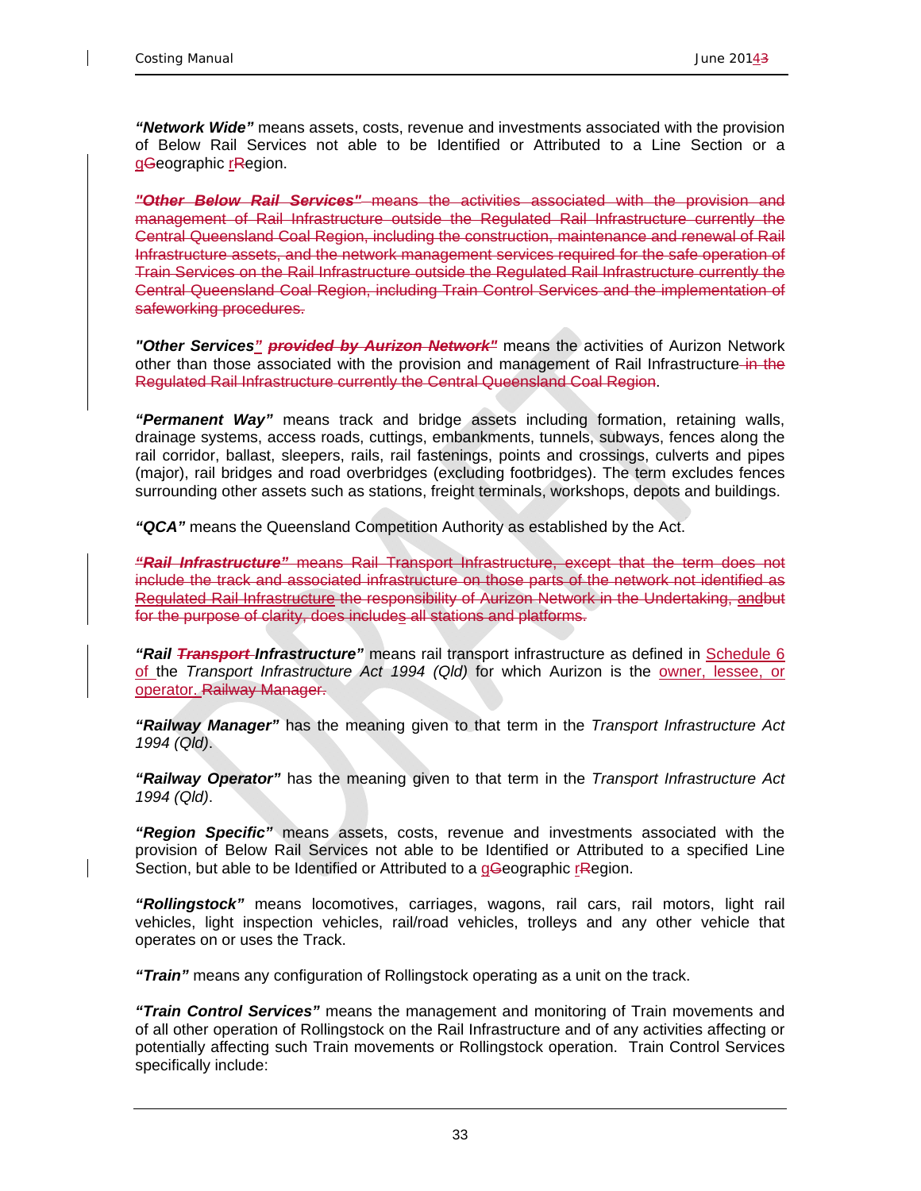**"Network Wide"** means assets, costs, revenue and investments associated with the provision of Below Rail Services not able to be Identified or Attributed to a Line Section or a gGeographic rRegion.

~~***"Other Below Rail Services"*** means the activities associated with the provision and management of Rail Infrastructure outside the Regulated Rail Infrastructure currently the Central Queensland Coal Region, including the construction, maintenance and renewal of Rail Infrastructure assets, and the network management services required for the safe operation of Train Services on the Rail Infrastructure outside the Regulated Rail Infrastructure currently the Central Queensland Coal Region, including Train Control Services and the implementation of safeworking procedures.~~

**"Other Services" ~~*provided by Aurizon Network"*~~** means the activities of Aurizon Network other than those associated with the provision and management of Rail Infrastructure ~~in the Regulated Rail Infrastructure currently the Central Queensland Coal Region~~.

**"Permanent Way"** means track and bridge assets including formation, retaining walls, drainage systems, access roads, cuttings, embankments, tunnels, subways, fences along the rail corridor, ballast, sleepers, rails, rail fastenings, points and crossings, culverts and pipes (major), rail bridges and road overbridges (excluding footbridges). The term excludes fences surrounding other assets such as stations, freight terminals, workshops, depots and buildings.

**"QCA"** means the Queensland Competition Authority as established by the Act.

~~***"Rail Infrastructure"*** means Rail Transport Infrastructure, except that the term does not include the track and associated infrastructure on those parts of the network not identified as Regulated Rail Infrastructure the responsibility of Aurizon Network in the Undertaking, andbut for the purpose of clarity, does includes all stations and platforms.~~

**"Rail ~~Transport~~ Infrastructure"** means rail transport infrastructure as defined in Schedule 6 of the *Transport Infrastructure Act 1994 (Qld)* for which Aurizon is the owner, lessee, or operator. ~~Railway Manager.~~

**"Railway Manager"** has the meaning given to that term in the *Transport Infrastructure Act 1994 (Qld)*.

**"Railway Operator"** has the meaning given to that term in the *Transport Infrastructure Act 1994 (Qld)*.

**"Region Specific"** means assets, costs, revenue and investments associated with the provision of Below Rail Services not able to be Identified or Attributed to a specified Line Section, but able to be Identified or Attributed to a gGeographic rRegion.

**"Rollingstock"** means locomotives, carriages, wagons, rail cars, rail motors, light rail vehicles, light inspection vehicles, rail/road vehicles, trolleys and any other vehicle that operates on or uses the Track.

**"Train"** means any configuration of Rollingstock operating as a unit on the track.

**"Train Control Services"** means the management and monitoring of Train movements and of all other operation of Rollingstock on the Rail Infrastructure and of any activities affecting or potentially affecting such Train movements or Rollingstock operation. Train Control Services specifically include: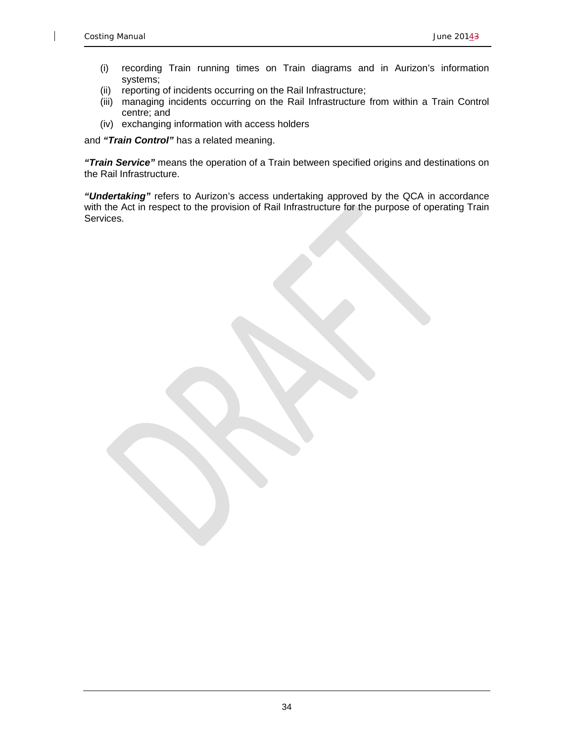(i) recording Train running times on Train diagrams and in Aurizon's information systems;
(ii) reporting of incidents occurring on the Rail Infrastructure;
(iii) managing incidents occurring on the Rail Infrastructure from within a Train Control centre; and
(iv) exchanging information with access holders

and ***"Train Control"*** has a related meaning.

***"Train Service"*** means the operation of a Train between specified origins and destinations on the Rail Infrastructure.

***"Undertaking"*** refers to Aurizon's access undertaking approved by the QCA in accordance with the Act in respect to the provision of Rail Infrastructure for the purpose of operating Train Services.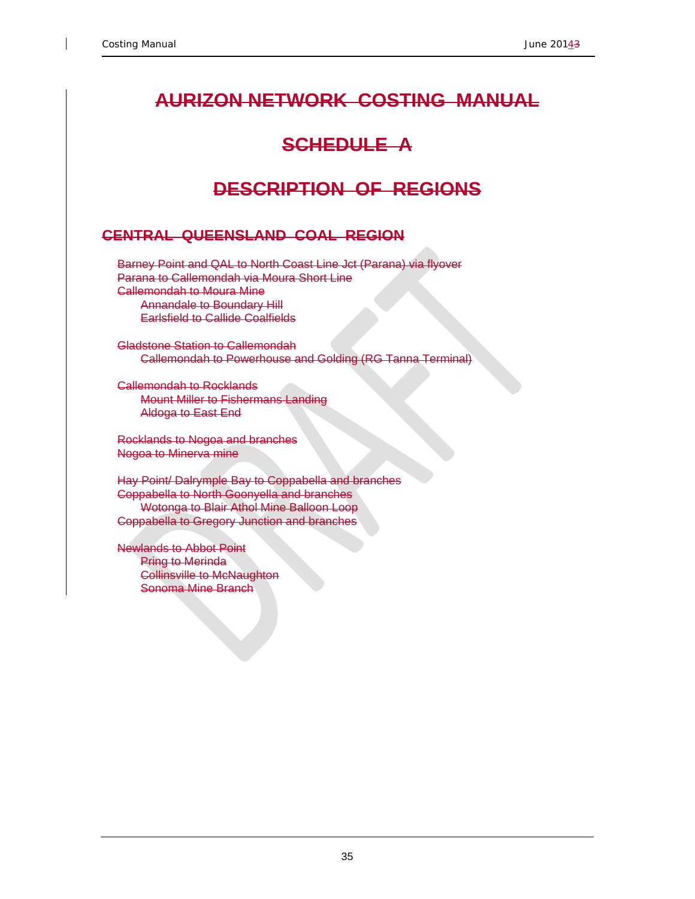# AURIZON NETWORK COSTING MANUAL

# SCHEDULE A

# DESCRIPTION OF REGIONS

## CENTRAL QUEENSLAND COAL REGION

Barney Point and QAL to North Coast Line Jct (Parana) via flyover
Parana to Callemondah via Moura Short Line
Callemondah to Moura Mine
- Annandale to Boundary Hill
- Earlsfield to Callide Coalfields

Gladstone Station to Callemondah
- Callemondah to Powerhouse and Golding (RG Tanna Terminal)

Callemondah to Rocklands
- Mount Miller to Fishermans Landing
- Aldoga to East End

Rocklands to Nogoa and branches
Nogoa to Minerva mine

Hay Point/ Dalrymple Bay to Coppabella and branches
Coppabella to North Goonyella and branches
- Wotonga to Blair Athol Mine Balloon Loop

Coppabella to Gregory Junction and branches

Newlands to Abbot Point
- Pring to Merinda
- Collinsville to McNaughton
- Sonoma Mine Branch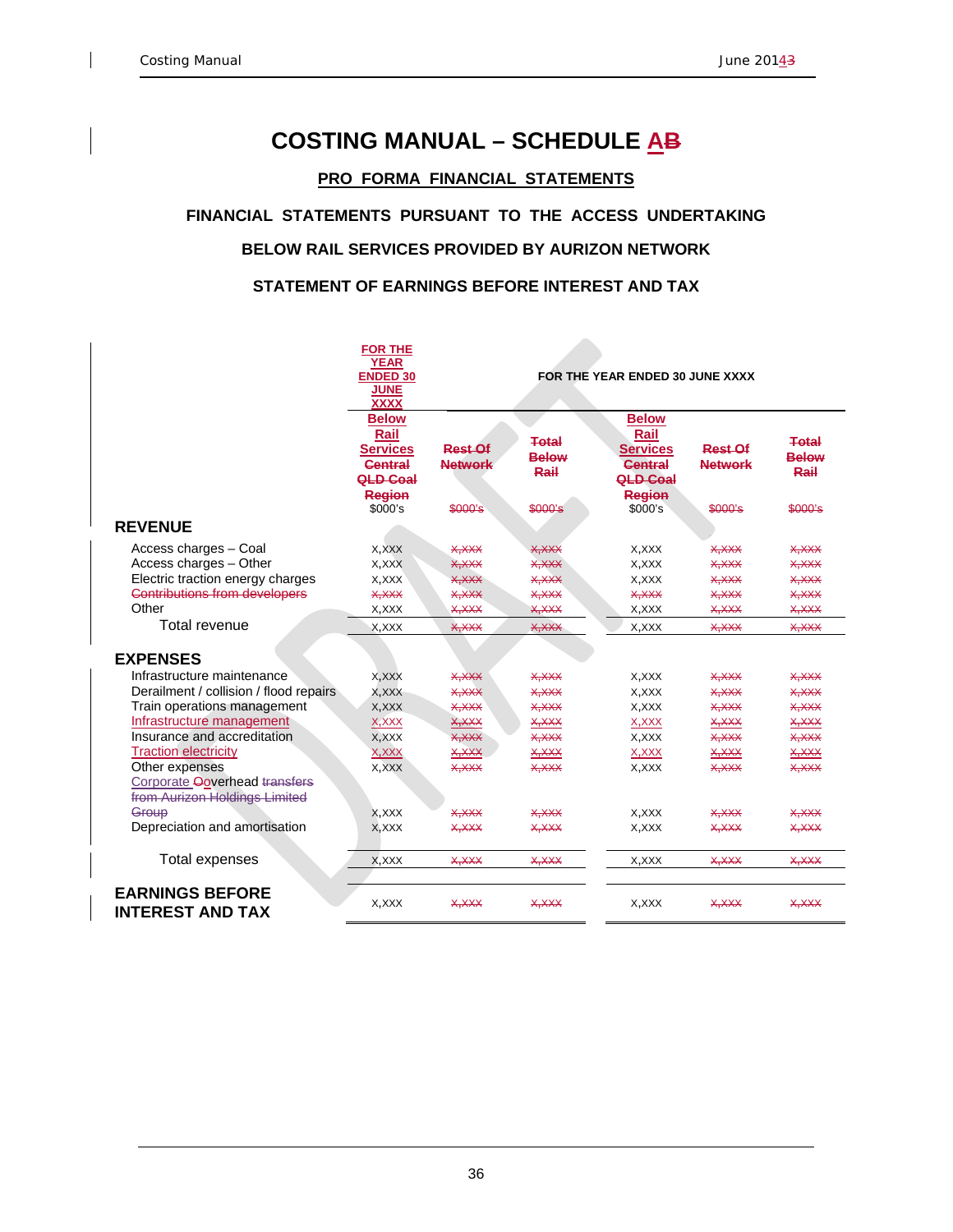# COSTING MANUAL – SCHEDULE AB

## PRO FORMA FINANCIAL STATEMENTS

### FINANCIAL STATEMENTS PURSUANT TO THE ACCESS UNDERTAKING

### BELOW RAIL SERVICES PROVIDED BY AURIZON NETWORK

### STATEMENT OF EARNINGS BEFORE INTEREST AND TAX

| | FOR THE YEAR ENDED 30 JUNE XXXX | | | FOR THE YEAR ENDED 30 JUNE XXXX | | |
|---|---|---|---|---|---|---|
| | Below Rail Services Central QLD Coal Region | Rest Of Network | Total Below Rail | Below Rail Services Central QLD Coal Region | Rest Of Network | Total Below Rail |
| | $000's | $000's | $000's | $000's | $000's | $000's |
| **REVENUE** | | | | | | |
| Access charges – Coal | x,xxx | x,xxx | x,xxx | x,xxx | x,xxx | x,xxx |
| Access charges – Other | x,xxx | x,xxx | x,xxx | x,xxx | x,xxx | x,xxx |
| Electric traction energy charges | x,xxx | x,xxx | x,xxx | x,xxx | x,xxx | x,xxx |
| Contributions from developers | x,xxx | x,xxx | x,xxx | x,xxx | x,xxx | x,xxx |
| Other | x,xxx | x,xxx | x,xxx | x,xxx | x,xxx | x,xxx |
| Total revenue | x,xxx | x,xxx | x,xxx | x,xxx | x,xxx | x,xxx |
| **EXPENSES** | | | | | | |
| Infrastructure maintenance | x,xxx | x,xxx | x,xxx | x,xxx | x,xxx | x,xxx |
| Derailment / collision / flood repairs | x,xxx | x,xxx | x,xxx | x,xxx | x,xxx | x,xxx |
| Train operations management | x,xxx | x,xxx | x,xxx | x,xxx | x,xxx | x,xxx |
| Infrastructure management | x,xxx | x,xxx | x,xxx | x,xxx | x,xxx | x,xxx |
| Insurance and accreditation | x,xxx | x,xxx | x,xxx | x,xxx | x,xxx | x,xxx |
| Traction electricity | x,xxx | x,xxx | x,xxx | x,xxx | x,xxx | x,xxx |
| Other expenses | x,xxx | x,xxx | x,xxx | x,xxx | x,xxx | x,xxx |
| Corporate Ooverhead transfers from Aurizon Holdings Limited Group | x,xxx | x,xxx | x,xxx | x,xxx | x,xxx | x,xxx |
| Depreciation and amortisation | x,xxx | x,xxx | x,xxx | x,xxx | x,xxx | x,xxx |
| Total expenses | x,xxx | x,xxx | x,xxx | x,xxx | x,xxx | x,xxx |
| **EARNINGS BEFORE INTEREST AND TAX** | x,xxx | x,xxx | x,xxx | x,xxx | x,xxx | x,xxx |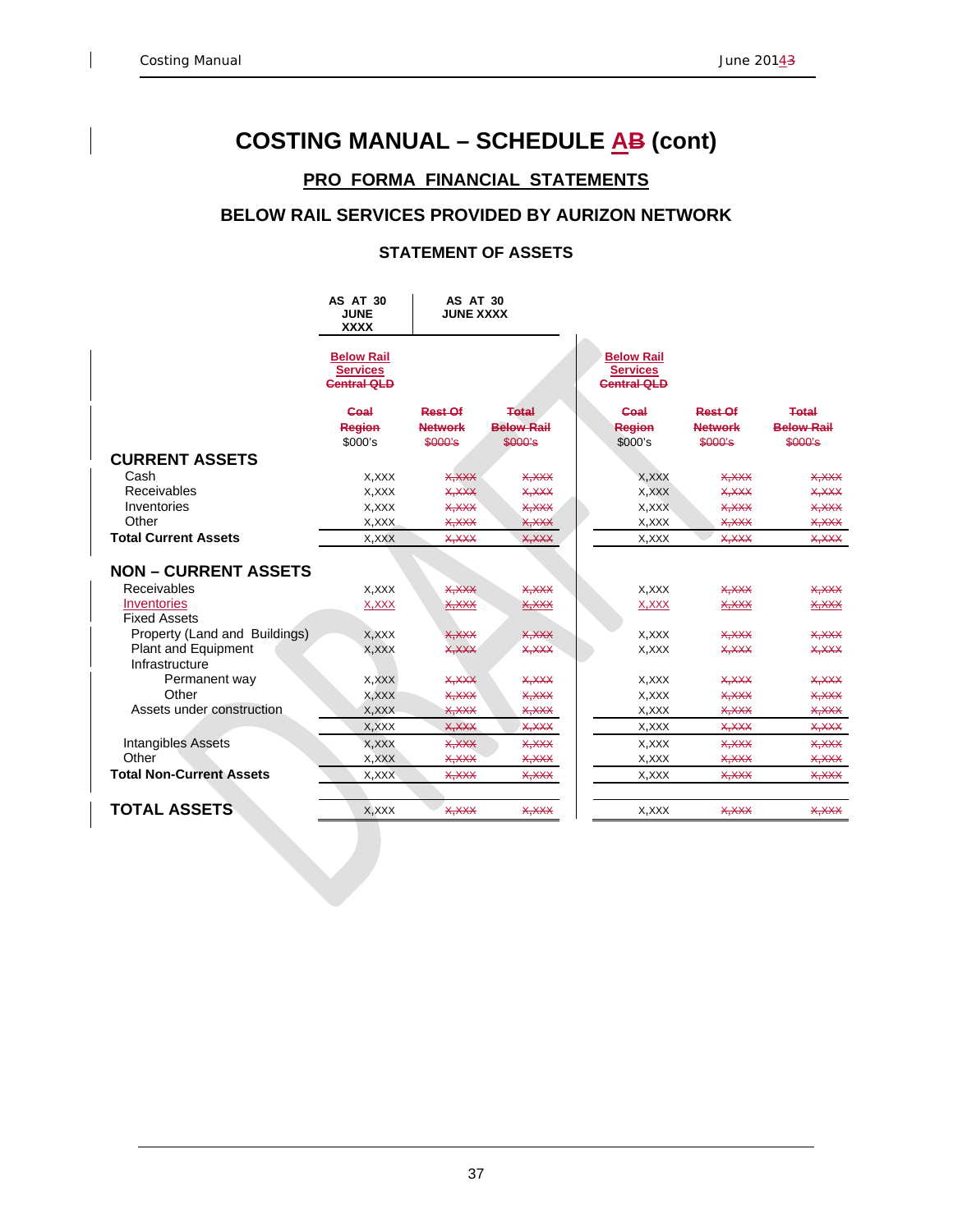# COSTING MANUAL – SCHEDULE AB (cont)

## PRO FORMA FINANCIAL STATEMENTS

### BELOW RAIL SERVICES PROVIDED BY AURIZON NETWORK

#### STATEMENT OF ASSETS

| | AS AT 30 JUNE XXXX | AS AT 30 JUNE XXXX | | | | |
|---|---|---|---|---|---|---|
| | Below Rail Services Central QLD | | | Below Rail Services Central QLD | | |
| | Coal Region $000's | Rest Of Network $000's | Total Below Rail $000's | Coal Region $000's | Rest Of Network $000's | Total Below Rail $000's |
| **CURRENT ASSETS** | | | | | | |
| Cash | X,XXX | X,XXX | X,XXX | X,XXX | X,XXX | X,XXX |
| Receivables | X,XXX | X,XXX | X,XXX | X,XXX | X,XXX | X,XXX |
| Inventories | X,XXX | X,XXX | X,XXX | X,XXX | X,XXX | X,XXX |
| Other | X,XXX | X,XXX | X,XXX | X,XXX | X,XXX | X,XXX |
| **Total Current Assets** | X,XXX | X,XXX | X,XXX | X,XXX | X,XXX | X,XXX |
| **NON – CURRENT ASSETS** | | | | | | |
| Receivables | X,XXX | X,XXX | X,XXX | X,XXX | X,XXX | X,XXX |
| Inventories | X,XXX | X,XXX | X,XXX | X,XXX | X,XXX | X,XXX |
| Fixed Assets | | | | | | |
| Property (Land and Buildings) | X,XXX | X,XXX | X,XXX | X,XXX | X,XXX | X,XXX |
| Plant and Equipment | X,XXX | X,XXX | X,XXX | X,XXX | X,XXX | X,XXX |
| Infrastructure | | | | | | |
| Permanent way | X,XXX | X,XXX | X,XXX | X,XXX | X,XXX | X,XXX |
| Other | X,XXX | X,XXX | X,XXX | X,XXX | X,XXX | X,XXX |
| Assets under construction | X,XXX | X,XXX | X,XXX | X,XXX | X,XXX | X,XXX |
| | X,XXX | X,XXX | X,XXX | X,XXX | X,XXX | X,XXX |
| Intangibles Assets | X,XXX | X,XXX | X,XXX | X,XXX | X,XXX | X,XXX |
| Other | X,XXX | X,XXX | X,XXX | X,XXX | X,XXX | X,XXX |
| **Total Non-Current Assets** | X,XXX | X,XXX | X,XXX | X,XXX | X,XXX | X,XXX |
| **TOTAL ASSETS** | X,XXX | X,XXX | X,XXX | X,XXX | X,XXX | X,XXX |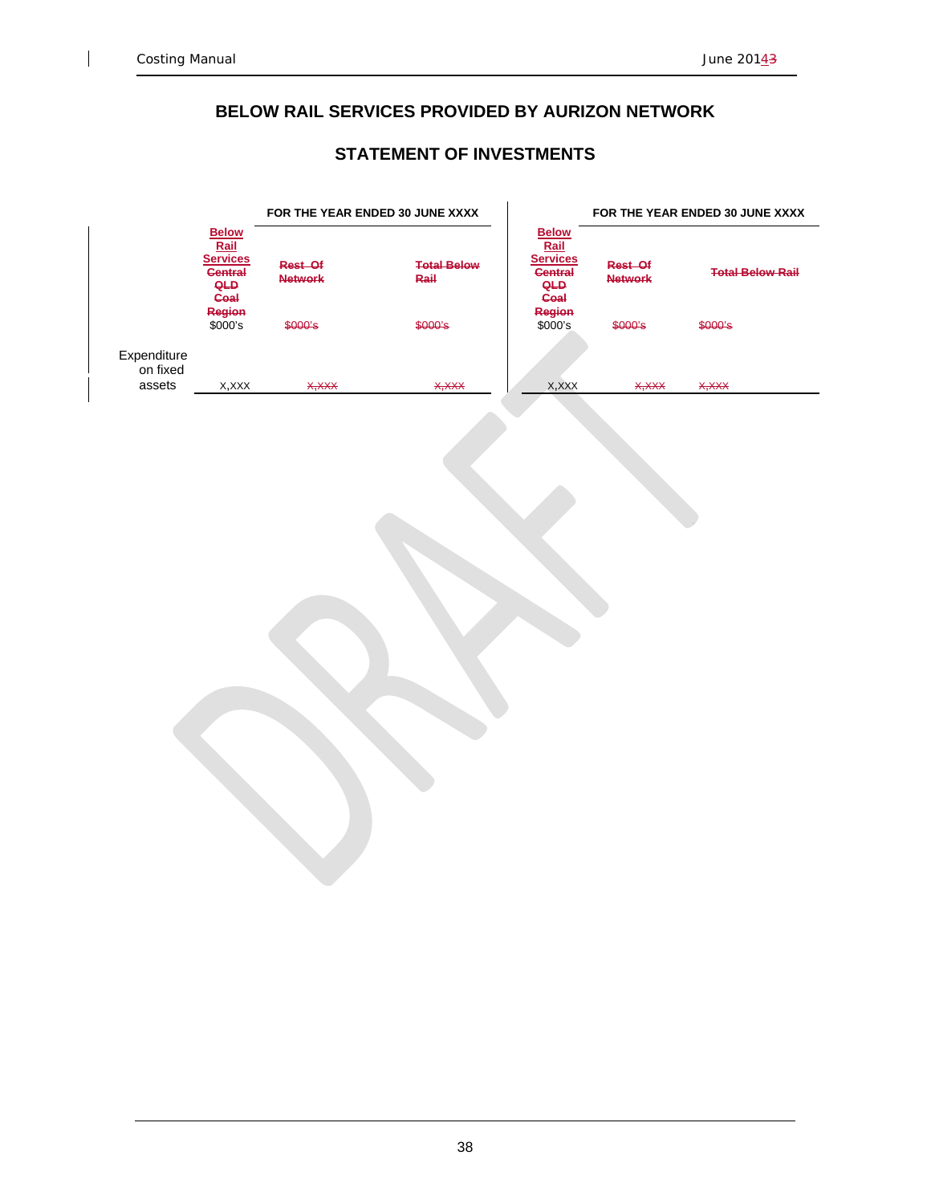## BELOW RAIL SERVICES PROVIDED BY AURIZON NETWORK

## STATEMENT OF INVESTMENTS

| | FOR THE YEAR ENDED 30 JUNE XXXX | | | FOR THE YEAR ENDED 30 JUNE XXXX | | |
|---|---|---|---|---|---|---|
| | Below Rail Services ~~Central QLD Coal Region~~ $000's | ~~Rest Of Network~~ ~~$000's~~ | ~~Total Below Rail~~ ~~$000's~~ | Below Rail Services ~~Central QLD Coal Region~~ $000's | ~~Rest Of Network~~ ~~$000's~~ | ~~Total Below Rail~~ ~~$000's~~ |
| Expenditure on fixed assets | X,XXX | ~~X,XXX~~ | ~~X,XXX~~ | X,XXX | ~~X,XXX~~ | ~~X,XXX~~ |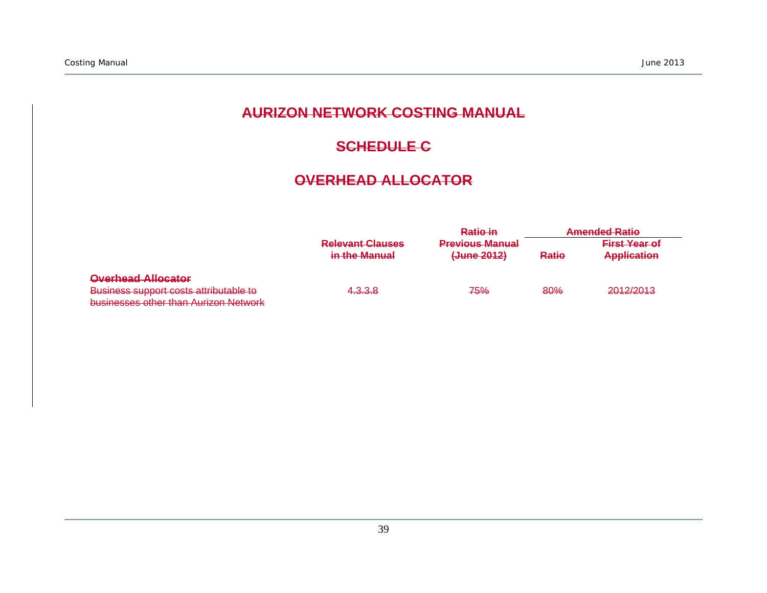# AURIZON NETWORK COSTING MANUAL

## SCHEDULE C

## OVERHEAD ALLOCATOR

| | Relevant Clauses in the Manual | Ratio in Previous Manual (June 2012) | Amended Ratio | |
|---|---|---|---|---|
| | | | Ratio | First Year of Application |
| **Overhead Allocator** | | | | |
| Business support costs attributable to businesses other than Aurizon Network | 4.3.3.8 | 75% | 80% | 2012/2013 |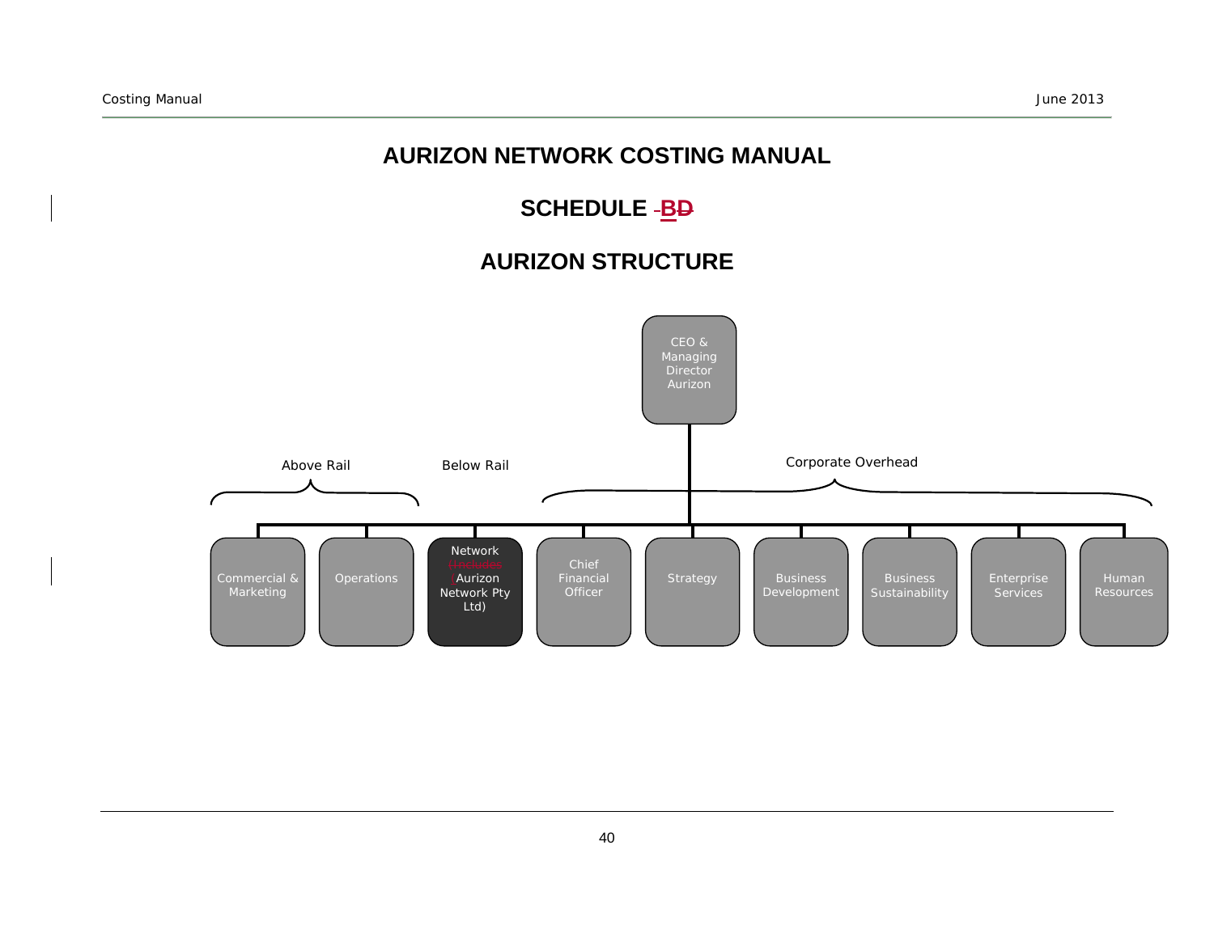# AURIZON NETWORK COSTING MANUAL

## SCHEDULE B

## AURIZON STRUCTURE

CEO & Managing Director Aurizon

Above Rail

- Commercial & Marketing
- Operations

Below Rail

- Network (Aurizon Network Pty Ltd)

Corporate Overhead

- Chief Financial Officer
- Strategy
- Business Development
- Business Sustainability
- Enterprise Services
- Human Resources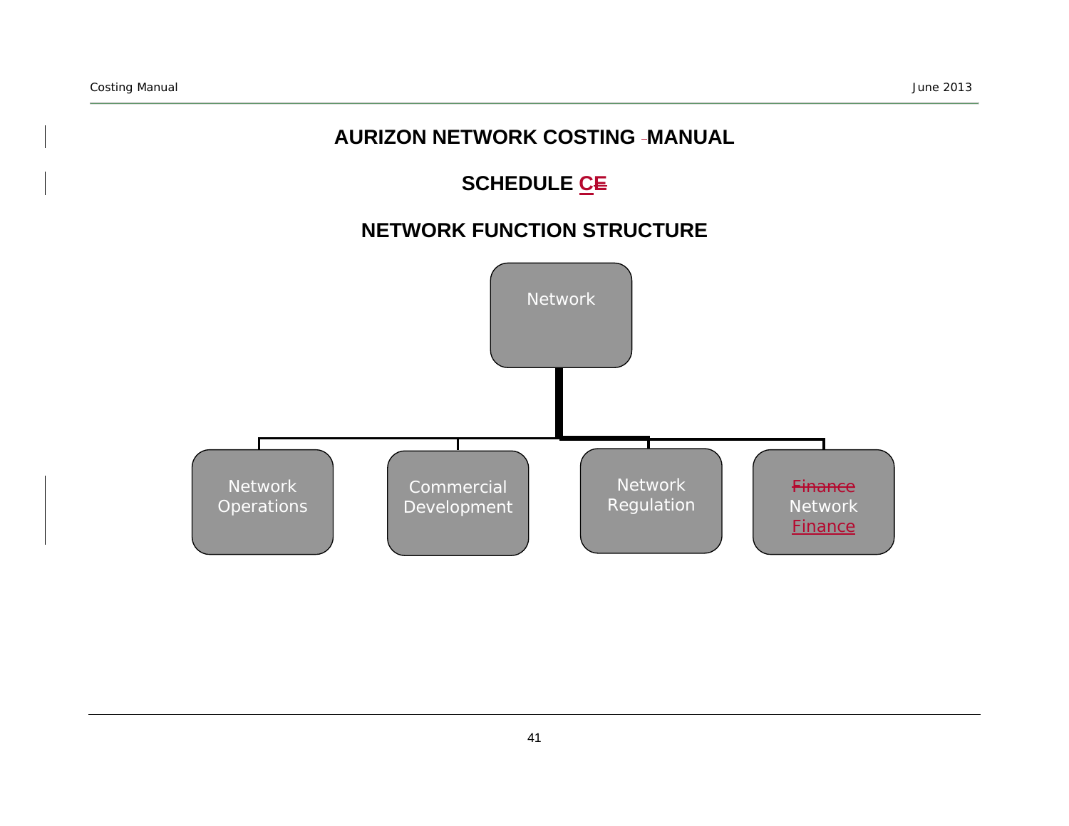# AURIZON NETWORK COSTING MANUAL

## SCHEDULE ~~E~~ C

## NETWORK FUNCTION STRUCTURE

Network

Network Operations

Commercial Development

Network Regulation

~~Finance~~ Network Finance